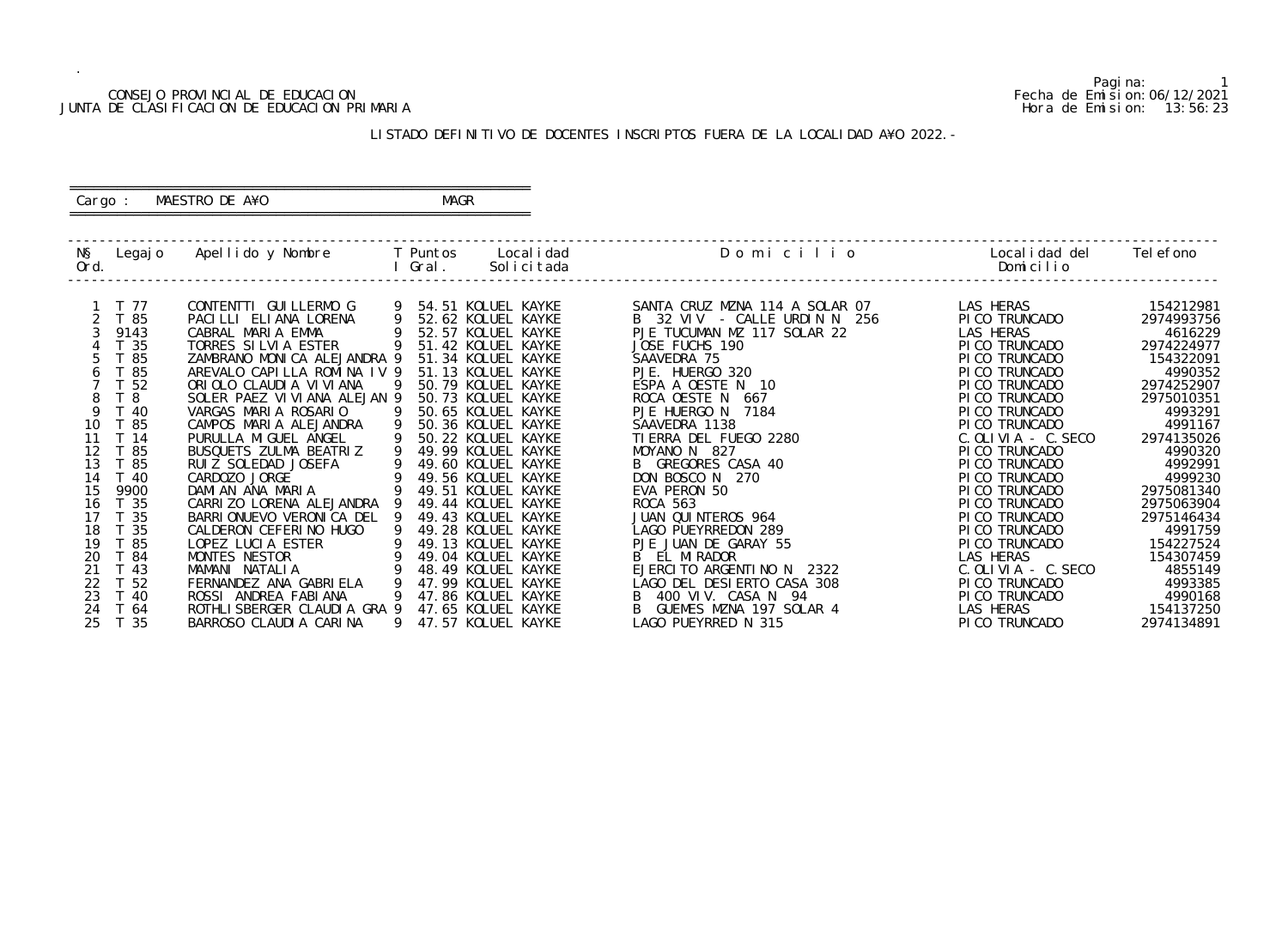CONSEJO PROVINCIAL DE EDUCACION
JUNTA DE CLASIFICACION DE EDUCACION PRIMARIA

Fecha de Emision: 06/12/2021
Hora de Emision: 13:56:23

LISTADO DEFINITIVO DE DOCENTES INSCRIPTOS FUERA DE LA LOCALIDAD A¥O 2022.-

Cargo : MAESTRO DE A¥O MAGR

| N§ Ord. | Legajo | Apellido y Nombre | T I | Puntos Gral. | Localidad Solicitada | D o m i c i l i o | Localidad del Domicilio | Telefono |
|---|---|---|---|---|---|---|---|---|
| 1 | T 77 | CONTENTTI GUILLERMO G | 9 | 54.51 | KOLUEL KAYKE | SANTA CRUZ MZNA 114 A SOLAR 07 | LAS HERAS | 154212981 |
| 2 | T 85 | PACILLI ELIANA LORENA | 9 | 52.62 | KOLUEL KAYKE | B 32 VIV - CALLE URDIN N 256 | PICO TRUNCADO | 2974993756 |
| 3 | 9143 | CABRAL MARIA EMMA | 9 | 52.57 | KOLUEL KAYKE | PJE TUCUMAN MZ 117 SOLAR 22 | LAS HERAS | 4616229 |
| 4 | T 35 | TORRES SILVIA ESTER | 9 | 51.42 | KOLUEL KAYKE | JOSE FUCHS 190 | PICO TRUNCADO | 2974224977 |
| 5 | T 85 | ZAMBRANO MONICA ALEJANDRA | 9 | 51.34 | KOLUEL KAYKE | SAAVEDRA 75 | PICO TRUNCADO | 154322091 |
| 6 | T 85 | AREVALO CAPILLA ROMINA IV | 9 | 51.13 | KOLUEL KAYKE | PJE. HUERGO 320 | PICO TRUNCADO | 4990352 |
| 7 | T 52 | ORIOLO CLAUDIA VIVIANA | 9 | 50.79 | KOLUEL KAYKE | ESPA A OESTE N 10 | PICO TRUNCADO | 2974252907 |
| 8 | T 8 | SOLER PAEZ VIVIANA ALEJAN | 9 | 50.73 | KOLUEL KAYKE | ROCA OESTE N 667 | PICO TRUNCADO | 2975010351 |
| 9 | T 40 | VARGAS MARIA ROSARIO | 9 | 50.65 | KOLUEL KAYKE | PJE HUERGO N 7184 | PICO TRUNCADO | 4993291 |
| 10 | T 85 | CAMPOS MARIA ALEJANDRA | 9 | 50.36 | KOLUEL KAYKE | SAAVEDRA 1138 | PICO TRUNCADO | 4991167 |
| 11 | T 14 | PURULLA MIGUEL ANGEL | 9 | 50.22 | KOLUEL KAYKE | TIERRA DEL FUEGO 2280 | C.OLIVIA - C.SECO | 2974135026 |
| 12 | T 85 | BUSQUETS ZULMA BEATRIZ | 9 | 49.99 | KOLUEL KAYKE | MOYANO N 827 | PICO TRUNCADO | 4990320 |
| 13 | T 85 | RUIZ SOLEDAD JOSEFA | 9 | 49.60 | KOLUEL KAYKE | B GREGORES CASA 40 | PICO TRUNCADO | 4992991 |
| 14 | T 40 | CARDOZO JORGE | 9 | 49.56 | KOLUEL KAYKE | DON BOSCO N 270 | PICO TRUNCADO | 4999230 |
| 15 | 9900 | DAMIAN ANA MARIA | 9 | 49.51 | KOLUEL KAYKE | EVA PERON 50 | PICO TRUNCADO | 2975081340 |
| 16 | T 35 | CARRIZO LORENA ALEJANDRA | 9 | 49.44 | KOLUEL KAYKE | ROCA 563 | PICO TRUNCADO | 2975063904 |
| 17 | T 35 | BARRIONUEVO VERONICA DEL | 9 | 49.43 | KOLUEL KAYKE | JUAN QUINTEROS 964 | PICO TRUNCADO | 2975146434 |
| 18 | T 35 | CALDERON CEFERINO HUGO | 9 | 49.28 | KOLUEL KAYKE | LAGO PUEYRREDON 289 | PICO TRUNCADO | 4991759 |
| 19 | T 85 | LOPEZ LUCIA ESTER | 9 | 49.13 | KOLUEL KAYKE | PJE JUAN DE GARAY 55 | PICO TRUNCADO | 154227524 |
| 20 | T 84 | MONTES NESTOR | 9 | 49.04 | KOLUEL KAYKE | B EL MIRADOR | LAS HERAS | 154307459 |
| 21 | T 43 | MAMANI NATALIA | 9 | 48.49 | KOLUEL KAYKE | EJERCITO ARGENTINO N 2322 | C.OLIVIA - C.SECO | 4855149 |
| 22 | T 52 | FERNANDEZ ANA GABRIELA | 9 | 47.99 | KOLUEL KAYKE | LAGO DEL DESIERTO CASA 308 | PICO TRUNCADO | 4993385 |
| 23 | T 40 | ROSSI ANDREA FABIANA | 9 | 47.86 | KOLUEL KAYKE | B 400 VIV. CASA N 94 | PICO TRUNCADO | 4990168 |
| 24 | T 64 | ROTHLISBERGER CLAUDIA GRA | 9 | 47.65 | KOLUEL KAYKE | B GUEMES MZNA 197 SOLAR 4 | LAS HERAS | 154137250 |
| 25 | T 35 | BARROSO CLAUDIA CARINA | 9 | 47.57 | KOLUEL KAYKE | LAGO PUEYRRED N 315 | PICO TRUNCADO | 2974134891 |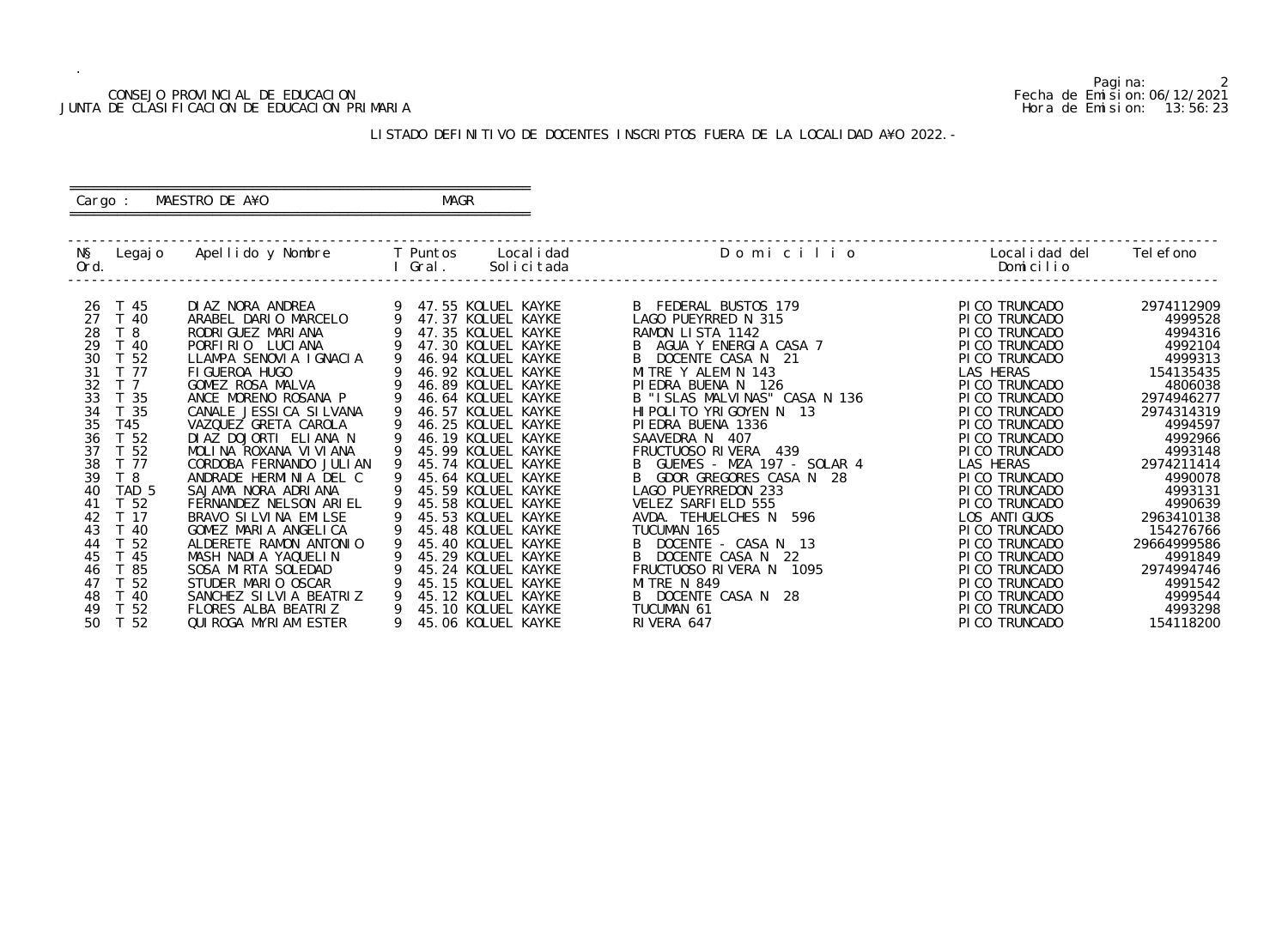CONSEJO PROVINCIAL DE EDUCACION
JUNTA DE CLASIFICACION DE EDUCACION PRIMARIA

Fecha de Emision: 06/12/2021
Hora de Emision: 13:56:23

LISTADO DEFINITIVO DE DOCENTES INSCRIPTOS FUERA DE LA LOCALIDAD A¥O 2022.-

Cargo : MAESTRO DE A¥O MAGR

| Nº Ord. | Legajo | Apellido y Nombre | T I | Puntos Gral. | Localidad Solicitada | Domicilio | Localidad del Domicilio | Telefono |
|---|---|---|---|---|---|---|---|---|
| 26 | T 45 | DIAZ NORA ANDREA | 9 | 47.55 | KOLUEL KAYKE | B FEDERAL BUSTOS 179 | PICO TRUNCADO | 2974112909 |
| 27 | T 40 | ARABEL DARIO MARCELO | 9 | 47.37 | KOLUEL KAYKE | LAGO PUEYRRED N 315 | PICO TRUNCADO | 4999528 |
| 28 | T 8 | RODRIGUEZ MARIANA | 9 | 47.35 | KOLUEL KAYKE | RAMON LISTA 1142 | PICO TRUNCADO | 4994316 |
| 29 | T 40 | PORFIRIO LUCIANA | 9 | 47.30 | KOLUEL KAYKE | B AGUA Y ENERGIA CASA 7 | PICO TRUNCADO | 4992104 |
| 30 | T 52 | LLAMPA SENOVIA IGNACIA | 9 | 46.94 | KOLUEL KAYKE | B DOCENTE CASA N 21 | PICO TRUNCADO | 4999313 |
| 31 | T 77 | FIGUEROA HUGO | 9 | 46.92 | KOLUEL KAYKE | MITRE Y ALEM N 143 | LAS HERAS | 154135435 |
| 32 | T 7 | GOMEZ ROSA MALVA | 9 | 46.89 | KOLUEL KAYKE | PIEDRA BUENA N 126 | PICO TRUNCADO | 4806038 |
| 33 | T 35 | ANCE MORENO ROSANA P | 9 | 46.64 | KOLUEL KAYKE | B "ISLAS MALVINAS" CASA N 136 | PICO TRUNCADO | 2974946277 |
| 34 | T 35 | CANALE JESSICA SILVANA | 9 | 46.57 | KOLUEL KAYKE | HIPOLITO YRIGOYEN N 13 | PICO TRUNCADO | 2974314319 |
| 35 | T45 | VAZQUEZ GRETA CAROLA | 9 | 46.25 | KOLUEL KAYKE | PIEDRA BUENA 1336 | PICO TRUNCADO | 4994597 |
| 36 | T 52 | DIAZ DOJORTI ELIANA N | 9 | 46.19 | KOLUEL KAYKE | SAAVEDRA N 407 | PICO TRUNCADO | 4992966 |
| 37 | T 52 | MOLINA ROXANA VIVIANA | 9 | 45.99 | KOLUEL KAYKE | FRUCTUOSO RIVERA 439 | PICO TRUNCADO | 4993148 |
| 38 | T 77 | CORDOBA FERNANDO JULIAN | 9 | 45.74 | KOLUEL KAYKE | B GUEMES - MZA 197 - SOLAR 4 | LAS HERAS | 2974211414 |
| 39 | T 8 | ANDRADE HERMINIA DEL C | 9 | 45.64 | KOLUEL KAYKE | B GDOR GREGORES CASA N 28 | PICO TRUNCADO | 4990078 |
| 40 | TAD 5 | SAJAMA NORA ADRIANA | 9 | 45.59 | KOLUEL KAYKE | LAGO PUEYRREDON 233 | PICO TRUNCADO | 4993131 |
| 41 | T 52 | FERNANDEZ NELSON ARIEL | 9 | 45.58 | KOLUEL KAYKE | VELEZ SARFIELD 555 | PICO TRUNCADO | 4990639 |
| 42 | T 17 | BRAVO SILVINA EMILSE | 9 | 45.53 | KOLUEL KAYKE | AVDA. TEHUELCHES N 596 | LOS ANTIGUOS | 2963410138 |
| 43 | T 40 | GOMEZ MARIA ANGELICA | 9 | 45.48 | KOLUEL KAYKE | TUCUMAN 165 | PICO TRUNCADO | 154276766 |
| 44 | T 52 | ALDERETE RAMON ANTONIO | 9 | 45.40 | KOLUEL KAYKE | B DOCENTE - CASA N 13 | PICO TRUNCADO | 29664999586 |
| 45 | T 45 | MASH NADIA YAQUELIN | 9 | 45.29 | KOLUEL KAYKE | B DOCENTE CASA N 22 | PICO TRUNCADO | 4991849 |
| 46 | T 85 | SOSA MIRTA SOLEDAD | 9 | 45.24 | KOLUEL KAYKE | FRUCTUOSO RIVERA N 1095 | PICO TRUNCADO | 2974994746 |
| 47 | T 52 | STUDER MARIO OSCAR | 9 | 45.15 | KOLUEL KAYKE | MITRE N 849 | PICO TRUNCADO | 4991542 |
| 48 | T 40 | SANCHEZ SILVIA BEATRIZ | 9 | 45.12 | KOLUEL KAYKE | B DOCENTE CASA N 28 | PICO TRUNCADO | 4999544 |
| 49 | T 52 | FLORES ALBA BEATRIZ | 9 | 45.10 | KOLUEL KAYKE | TUCUMAN 61 | PICO TRUNCADO | 4993298 |
| 50 | T 52 | QUIROGA MYRIAM ESTER | 9 | 45.06 | KOLUEL KAYKE | RIVERA 647 | PICO TRUNCADO | 154118200 |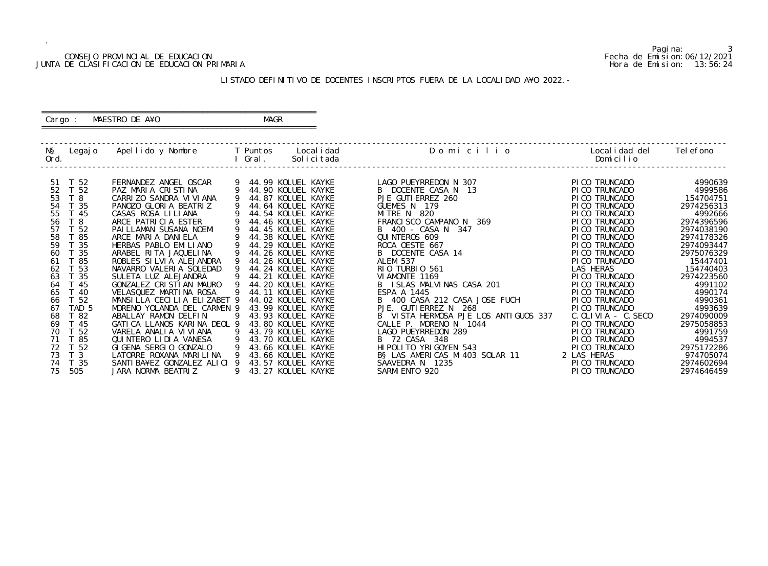CONSEJO PROVINCIAL DE EDUCACION
JUNTA DE CLASIFICACION DE EDUCACION PRIMARIA

Fecha de Emision:06/12/2021
Hora de Emision: 13:56:24

LISTADO DEFINITIVO DE DOCENTES INSCRIPTOS FUERA DE LA LOCALIDAD A¥O 2022.-

Cargo : MAESTRO DE A¥O MAGR

| N§ Ord. | Legajo | Apellido y Nombre | T I | Puntos Gral. | Localidad Solicitada | D o m i c i l i o | Localidad del Domicilio | Telefono |
|---|---|---|---|---|---|---|---|---|
| 51 | T 52 | FERNANDEZ ANGEL OSCAR | 9 | 44.99 | KOLUEL KAYKE | LAGO PUEYRREDON N 307 | PICO TRUNCADO | 4990639 |
| 52 | T 52 | PAZ MARIA CRISTINA | 9 | 44.90 | KOLUEL KAYKE | B DOCENTE CASA N 13 | PICO TRUNCADO | 4999586 |
| 53 | T 8 | CARRIZO SANDRA VIVIANA | 9 | 44.87 | KOLUEL KAYKE | PJE GUTIERREZ 260 | PICO TRUNCADO | 154704751 |
| 54 | T 35 | PANOZO GLORIA BEATRIZ | 9 | 44.64 | KOLUEL KAYKE | GUEMES N 179 | PICO TRUNCADO | 2974256313 |
| 55 | T 45 | CASAS ROSA LILIANA | 9 | 44.54 | KOLUEL KAYKE | MITRE N 820 | PICO TRUNCADO | 4992666 |
| 56 | T 8 | ARCE PATRICIA ESTER | 9 | 44.46 | KOLUEL KAYKE | FRANCISCO CAMPANO N 369 | PICO TRUNCADO | 2974396596 |
| 57 | T 52 | PAILLAMAN SUSANA NOEMI | 9 | 44.45 | KOLUEL KAYKE | B 400 - CASA N 347 | PICO TRUNCADO | 2974038190 |
| 58 | T 85 | ARCE MARIA DANIELA | 9 | 44.38 | KOLUEL KAYKE | QUINTEROS 609 | PICO TRUNCADO | 2974178326 |
| 59 | T 35 | HERBAS PABLO EMILIANO | 9 | 44.29 | KOLUEL KAYKE | ROCA OESTE 667 | PICO TRUNCADO | 2974093447 |
| 60 | T 35 | ARABEL RITA JAQUELINA | 9 | 44.26 | KOLUEL KAYKE | B DOCENTE CASA 14 | PICO TRUNCADO | 2975076329 |
| 61 | T 85 | ROBLES SILVIA ALEJANDRA | 9 | 44.26 | KOLUEL KAYKE | ALEM 537 | PICO TRUNCADO | 15447401 |
| 62 | T 53 | NAVARRO VALERIA SOLEDAD | 9 | 44.24 | KOLUEL KAYKE | RIO TURBIO 561 | LAS HERAS | 154740403 |
| 63 | T 35 | SULETA LUZ ALEJANDRA | 9 | 44.21 | KOLUEL KAYKE | VIAMONTE 1169 | PICO TRUNCADO | 2974223560 |
| 64 | T 45 | GONZALEZ CRISTIAN MAURO | 9 | 44.20 | KOLUEL KAYKE | B ISLAS MALVINAS CASA 201 | PICO TRUNCADO | 4991102 |
| 65 | T 40 | VELASQUEZ MARTINA ROSA | 9 | 44.11 | KOLUEL KAYKE | ESPA A 1445 | PICO TRUNCADO | 4990174 |
| 66 | T 52 | MANSILLA CECILIA ELIZABET | 9 | 44.02 | KOLUEL KAYKE | B 400 CASA 212 CASA JOSE FUCH | PICO TRUNCADO | 4990361 |
| 67 | TAD 5 | MORENO YOLANDA DEL CARMEN | 9 | 43.99 | KOLUEL KAYKE | PJE. GUTIERREZ N 268 | PICO TRUNCADO | 4993639 |
| 68 | T 82 | ABALLAY RAMON DELFIN | 9 | 43.93 | KOLUEL KAYKE | B VISTA HERMOSA PJE LOS ANTIGUOS 337 | C.OLIVIA - C.SECO | 2974090009 |
| 69 | T 45 | GATICA LLANOS KARINA DEOL | 9 | 43.80 | KOLUEL KAYKE | CALLE P. MORENO N 1044 | PICO TRUNCADO | 2975058853 |
| 70 | T 52 | VARELA ANALIA VIVIANA | 9 | 43.79 | KOLUEL KAYKE | LAGO PUEYRREDON 289 | PICO TRUNCADO | 4991759 |
| 71 | T 85 | QUINTERO LIDIA VANESA | 9 | 43.70 | KOLUEL KAYKE | B 72 CASA 348 | PICO TRUNCADO | 4994537 |
| 72 | T 52 | GIGENA SERGIO GONZALO | 9 | 43.66 | KOLUEL KAYKE | HIPOLITO YRIGOYEN 543 | PICO TRUNCADO | 2975172286 |
| 73 | T 3 | LATORRE ROXANA MARILINA | 9 | 43.66 | KOLUEL KAYKE | B§ LAS AMERICAS M 403 SOLAR 11 2 | LAS HERAS | 974705074 |
| 74 | T 35 | SANTIBA¥EZ GONZALEZ ALICI | 9 | 43.57 | KOLUEL KAYKE | SAAVEDRA N 1235 | PICO TRUNCADO | 2974602694 |
| 75 | 505 | JARA NORMA BEATRIZ | 9 | 43.27 | KOLUEL KAYKE | SARMIENTO 920 | PICO TRUNCADO | 2974646459 |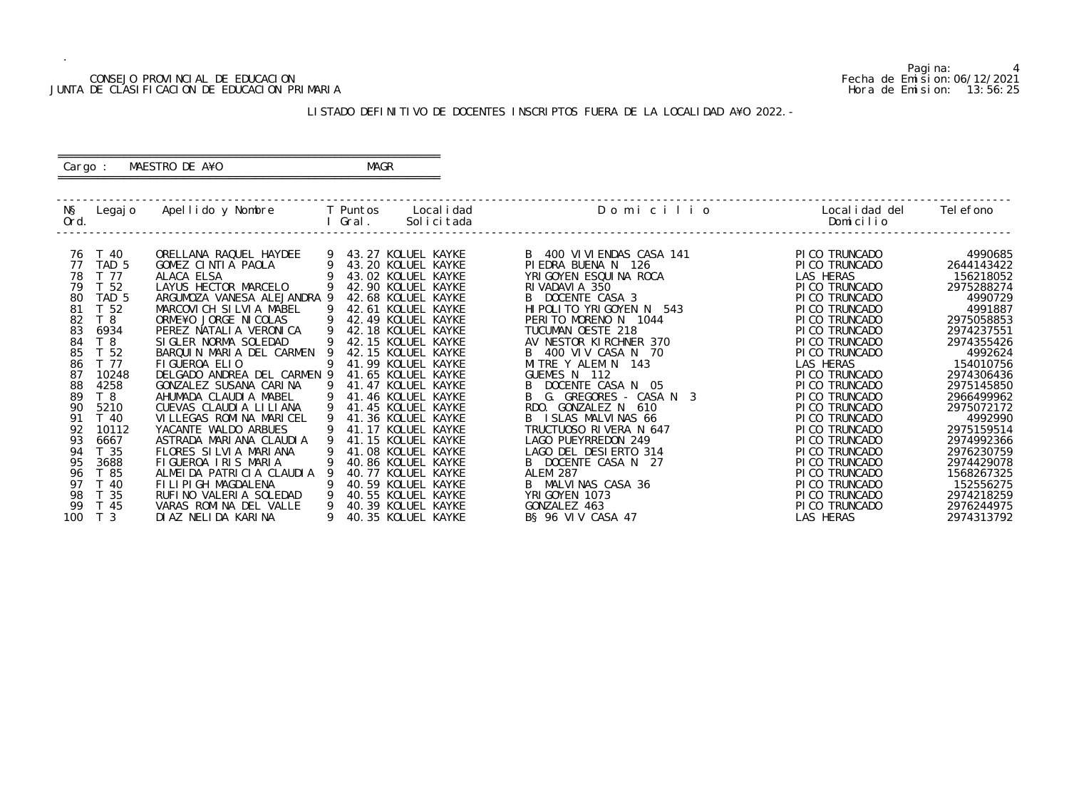CONSEJO PROVINCIAL DE EDUCACION
JUNTA DE CLASIFICACION DE EDUCACION PRIMARIA

Fecha de Emision: 06/12/2021
Hora de Emision: 13:56:25

## LISTADO DEFINITIVO DE DOCENTES INSCRIPTOS FUERA DE LA LOCALIDAD A¥O 2022.-

Cargo : MAESTRO DE A¥O MAGR

| N§ Ord. | Legajo | Apellido y Nombre | T I | Puntos Gral. | Localidad Solicitada | Domicilio | Localidad del Domicilio | Telefono |
|---|---|---|---|---|---|---|---|---|
| 76 | T 40 | ORELLANA RAQUEL HAYDEE | 9 | 43.27 | KOLUEL KAYKE | B 400 VIVIENDAS CASA 141 | PICO TRUNCADO | 4990685 |
| 77 | TAD 5 | GOMEZ CINTIA PAOLA | 9 | 43.20 | KOLUEL KAYKE | PIEDRA BUENA N 126 | PICO TRUNCADO | 2644143422 |
| 78 | T 77 | ALACA ELSA | 9 | 43.02 | KOLUEL KAYKE | YRIGOYEN ESQUINA ROCA | LAS HERAS | 156218052 |
| 79 | T 52 | LAYUS HECTOR MARCELO | 9 | 42.90 | KOLUEL KAYKE | RIVADAVIA 350 | PICO TRUNCADO | 2975288274 |
| 80 | TAD 5 | ARGUMOZA VANESA ALEJANDRA | 9 | 42.68 | KOLUEL KAYKE | B DOCENTE CASA 3 | PICO TRUNCADO | 4990729 |
| 81 | T 52 | MARCOVICH SILVIA MABEL | 9 | 42.61 | KOLUEL KAYKE | HIPOLITO YRIGOYEN N 543 | PICO TRUNCADO | 4991887 |
| 82 | T 8 | ORME¥O JORGE NICOLAS | 9 | 42.49 | KOLUEL KAYKE | PERITO MORENO N 1044 | PICO TRUNCADO | 2975058853 |
| 83 | 6934 | PEREZ NATALIA VERONICA | 9 | 42.18 | KOLUEL KAYKE | TUCUMAN OESTE 218 | PICO TRUNCADO | 2974237551 |
| 84 | T 8 | SIGLER NORMA SOLEDAD | 9 | 42.15 | KOLUEL KAYKE | AV NESTOR KIRCHNER 370 | PICO TRUNCADO | 2974355426 |
| 85 | T 52 | BARQUIN MARIA DEL CARMEN | 9 | 42.15 | KOLUEL KAYKE | B 400 VIV CASA N 70 | PICO TRUNCADO | 4992624 |
| 86 | T 77 | FIGUEROA ELIO | 9 | 41.99 | KOLUEL KAYKE | MITRE Y ALEM N 143 | LAS HERAS | 154010756 |
| 87 | 10248 | DELGADO ANDREA DEL CARMEN | 9 | 41.65 | KOLUEL KAYKE | GUEMES N 112 | PICO TRUNCADO | 2974306436 |
| 88 | 4258 | GONZALEZ SUSANA CARINA | 9 | 41.47 | KOLUEL KAYKE | B DOCENTE CASA N 05 | PICO TRUNCADO | 2975145850 |
| 89 | T 8 | AHUMADA CLAUDIA MABEL | 9 | 41.46 | KOLUEL KAYKE | B G. GREGORES - CASA N 3 | PICO TRUNCADO | 2966499962 |
| 90 | 5210 | CUEVAS CLAUDIA LILIANA | 9 | 41.45 | KOLUEL KAYKE | RDO. GONZALEZ N 610 | PICO TRUNCADO | 2975072172 |
| 91 | T 40 | VILLEGAS ROMINA MARICEL | 9 | 41.36 | KOLUEL KAYKE | B ISLAS MALVINAS 66 | PICO TRUNCADO | 4992990 |
| 92 | 10112 | YACANTE WALDO ARBUES | 9 | 41.17 | KOLUEL KAYKE | TRUCTUOSO RIVERA N 647 | PICO TRUNCADO | 2975159514 |
| 93 | 6667 | ASTRADA MARIANA CLAUDIA | 9 | 41.15 | KOLUEL KAYKE | LAGO PUEYRREDON 249 | PICO TRUNCADO | 2974992366 |
| 94 | T 35 | FLORES SILVIA MARIANA | 9 | 41.08 | KOLUEL KAYKE | LAGO DEL DESIERTO 314 | PICO TRUNCADO | 2976230759 |
| 95 | 3688 | FIGUEROA IRIS MARIA | 9 | 40.86 | KOLUEL KAYKE | B DOCENTE CASA N 27 | PICO TRUNCADO | 2974429078 |
| 96 | T 85 | ALMEIDA PATRICIA CLAUDIA | 9 | 40.77 | KOLUEL KAYKE | ALEM 287 | PICO TRUNCADO | 1568267325 |
| 97 | T 40 | FILIPIGH MAGDALENA | 9 | 40.59 | KOLUEL KAYKE | B MALVINAS CASA 36 | PICO TRUNCADO | 152556275 |
| 98 | T 35 | RUFINO VALERIA SOLEDAD | 9 | 40.55 | KOLUEL KAYKE | YRIGOYEN 1073 | PICO TRUNCADO | 2974218259 |
| 99 | T 45 | VARAS ROMINA DEL VALLE | 9 | 40.39 | KOLUEL KAYKE | GONZALEZ 463 | PICO TRUNCADO | 2976244975 |
| 100 | T 3 | DIAZ NELIDA KARINA | 9 | 40.35 | KOLUEL KAYKE | B§ 96 VIV CASA 47 | LAS HERAS | 2974313792 |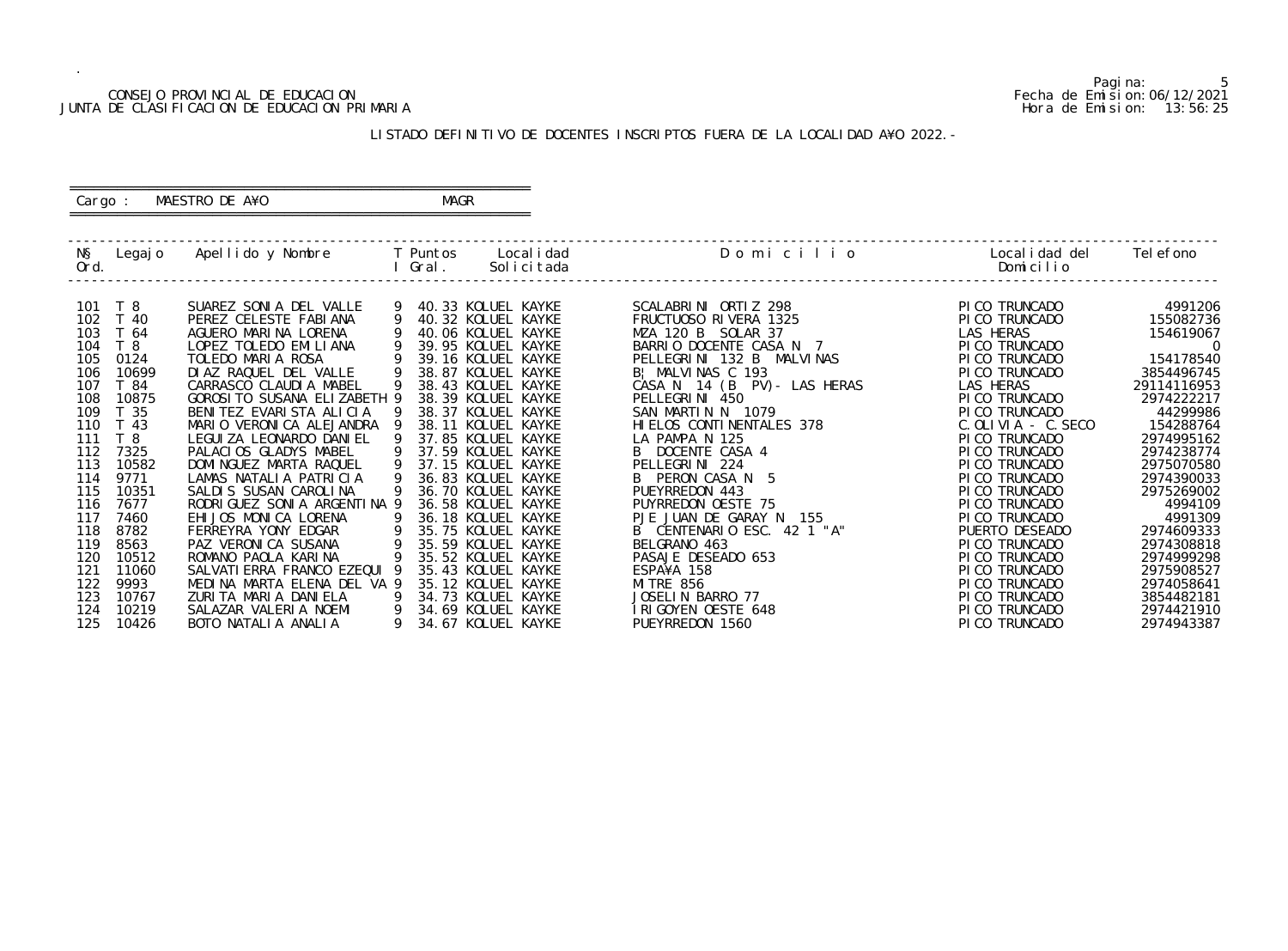CONSEJO PROVINCIAL DE EDUCACION
JUNTA DE CLASIFICACION DE EDUCACION PRIMARIA

Fecha de Emision: 06/12/2021
Hora de Emision: 13:56:25

LISTADO DEFINITIVO DE DOCENTES INSCRIPTOS FUERA DE LA LOCALIDAD A¥O 2022.-

Cargo : MAESTRO DE A¥O MAGR

| N§ Ord. | Legajo | Apellido y Nombre | T | Puntos I Gral. | Localidad Solicitada | D o m i c i l i o | Localidad del Domicilio | Telefono |
|---|---|---|---|---|---|---|---|---|
| 101 | T 8 | SUAREZ SONIA DEL VALLE | 9 | 40.33 | KOLUEL KAYKE | SCALABRINI ORTIZ 298 | PICO TRUNCADO | 4991206 |
| 102 | T 40 | PEREZ CELESTE FABIANA | 9 | 40.32 | KOLUEL KAYKE | FRUCTUOSO RIVERA 1325 | PICO TRUNCADO | 155082736 |
| 103 | T 64 | AGUERO MARINA LORENA | 9 | 40.06 | KOLUEL KAYKE | MZA 120 B SOLAR 37 | LAS HERAS | 154619067 |
| 104 | T 8 | LOPEZ TOLEDO EMILIANA | 9 | 39.95 | KOLUEL KAYKE | BARRIO DOCENTE CASA N 7 | PICO TRUNCADO | 0 |
| 105 | 0124 | TOLEDO MARIA ROSA | 9 | 39.16 | KOLUEL KAYKE | PELLEGRINI 132 B MALVINAS | PICO TRUNCADO | 154178540 |
| 106 | 10699 | DIAZ RAQUEL DEL VALLE | 9 | 38.87 | KOLUEL KAYKE | B¦ MALVINAS C 193 | PICO TRUNCADO | 3854496745 |
| 107 | T 84 | CARRASCO CLAUDIA MABEL | 9 | 38.43 | KOLUEL KAYKE | CASA N 14 (B PV)- LAS HERAS | LAS HERAS | 29114116953 |
| 108 | 10875 | GOROSITO SUSANA ELIZABETH | 9 | 38.39 | KOLUEL KAYKE | PELLEGRINI 450 | PICO TRUNCADO | 2974222217 |
| 109 | T 35 | BENITEZ EVARISTA ALICIA | 9 | 38.37 | KOLUEL KAYKE | SAN MARTIN N 1079 | PICO TRUNCADO | 44299986 |
| 110 | T 43 | MARIO VERONICA ALEJANDRA | 9 | 38.11 | KOLUEL KAYKE | HIELOS CONTINENTALES 378 | C.OLIVIA - C.SECO | 154288764 |
| 111 | T 8 | LEGUIZA LEONARDO DANIEL | 9 | 37.85 | KOLUEL KAYKE | LA PAMPA N 125 | PICO TRUNCADO | 2974995162 |
| 112 | 7325 | PALACIOS GLADYS MABEL | 9 | 37.59 | KOLUEL KAYKE | B DOCENTE CASA 4 | PICO TRUNCADO | 2974238774 |
| 113 | 10582 | DOMINGUEZ MARTA RAQUEL | 9 | 37.15 | KOLUEL KAYKE | PELLEGRINI 224 | PICO TRUNCADO | 2975070580 |
| 114 | 9771 | LAMAS NATALIA PATRICIA | 9 | 36.83 | KOLUEL KAYKE | B PERON CASA N 5 | PICO TRUNCADO | 2974390033 |
| 115 | 10351 | SALDIS SUSAN CAROLINA | 9 | 36.70 | KOLUEL KAYKE | PUEYRREDON 443 | PICO TRUNCADO | 2975269002 |
| 116 | 7677 | RODRIGUEZ SONIA ARGENTINA | 9 | 36.58 | KOLUEL KAYKE | PUYRREDON OESTE 75 | PICO TRUNCADO | 4994109 |
| 117 | 7460 | EHIJOS MONICA LORENA | 9 | 36.18 | KOLUEL KAYKE | PJE JUAN DE GARAY N 155 | PICO TRUNCADO | 4991309 |
| 118 | 8782 | FERREYRA YONY EDGAR | 9 | 35.75 | KOLUEL KAYKE | B CENTENARIO ESC. 42 1 "A" | PUERTO DESEADO | 2974609333 |
| 119 | 8563 | PAZ VERONICA SUSANA | 9 | 35.59 | KOLUEL KAYKE | BELGRANO 463 | PICO TRUNCADO | 2974308818 |
| 120 | 10512 | ROMANO PAOLA KARINA | 9 | 35.52 | KOLUEL KAYKE | PASAJE DESEADO 653 | PICO TRUNCADO | 2974999298 |
| 121 | 11060 | SALVATIERRA FRANCO EZEQUI | 9 | 35.43 | KOLUEL KAYKE | ESPA¥A 158 | PICO TRUNCADO | 2975908527 |
| 122 | 9993 | MEDINA MARTA ELENA DEL VA | 9 | 35.12 | KOLUEL KAYKE | MITRE 856 | PICO TRUNCADO | 2974058641 |
| 123 | 10767 | ZURITA MARIA DANIELA | 9 | 34.73 | KOLUEL KAYKE | JOSELIN BARRO 77 | PICO TRUNCADO | 3854482181 |
| 124 | 10219 | SALAZAR VALERIA NOEMI | 9 | 34.69 | KOLUEL KAYKE | IRIGOYEN OESTE 648 | PICO TRUNCADO | 2974421910 |
| 125 | 10426 | BOTO NATALIA ANALIA | 9 | 34.67 | KOLUEL KAYKE | PUEYRREDON 1560 | PICO TRUNCADO | 2974943387 |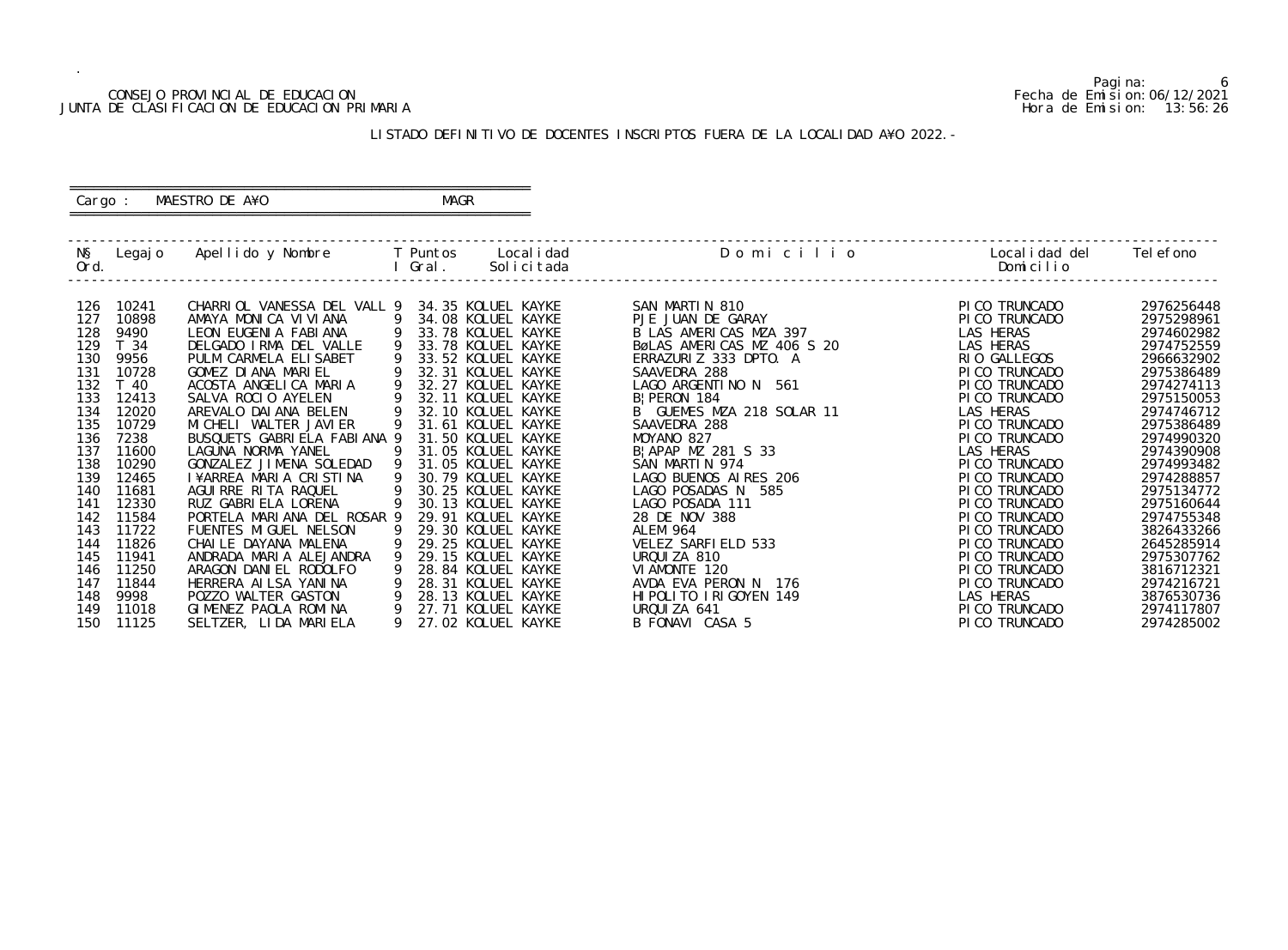CONSEJO PROVINCIAL DE EDUCACION
JUNTA DE CLASIFICACION DE EDUCACION PRIMARIA

Pagina: 6
Fecha de Emision: 06/12/2021
Hora de Emision: 13:56:26

LISTADO DEFINITIVO DE DOCENTES INSCRIPTOS FUERA DE LA LOCALIDAD A¥O 2022.-

Cargo : MAESTRO DE A¥O MAGR

| N§ Ord. | Legajo | Apellido y Nombre | T I | Puntos Gral. | Localidad Solicitada | D o m i c i l i o | Localidad del Domicilio | Telefono |
|---|---|---|---|---|---|---|---|---|
| 126 | 10241 | CHARRIOL VANESSA DEL VALL | 9 | 34.35 | KOLUEL KAYKE | SAN MARTIN 810 | PICO TRUNCADO | 2976256448 |
| 127 | 10898 | AMAYA MONICA VIVIANA | 9 | 34.08 | KOLUEL KAYKE | PJE JUAN DE GARAY | PICO TRUNCADO | 2975298961 |
| 128 | 9490 | LEON EUGENIA FABIANA | 9 | 33.78 | KOLUEL KAYKE | B LAS AMERICAS MZA 397 | LAS HERAS | 2974602982 |
| 129 | T 34 | DELGADO IRMA DEL VALLE | 9 | 33.78 | KOLUEL KAYKE | BøLAS AMERICAS MZ 406 S 20 | LAS HERAS | 2974752559 |
| 130 | 9956 | PULM CARMELA ELISABET | 9 | 33.52 | KOLUEL KAYKE | ERRAZURIZ 333 DPTO. A | RIO GALLEGOS | 2966632902 |
| 131 | 10728 | GOMEZ DIANA MARIEL | 9 | 32.31 | KOLUEL KAYKE | SAAVEDRA 288 | PICO TRUNCADO | 2975386489 |
| 132 | T 40 | ACOSTA ANGELICA MARIA | 9 | 32.27 | KOLUEL KAYKE | LAGO ARGENTINO N 561 | PICO TRUNCADO | 2974274113 |
| 133 | 12413 | SALVA ROCIO AYELEN | 9 | 32.11 | KOLUEL KAYKE | B¦PERON 184 | PICO TRUNCADO | 2975150053 |
| 134 | 12020 | AREVALO DAIANA BELEN | 9 | 32.10 | KOLUEL KAYKE | B GUEMES MZA 218 SOLAR 11 | LAS HERAS | 2974746712 |
| 135 | 10729 | MICHELI WALTER JAVIER | 9 | 31.61 | KOLUEL KAYKE | SAAVEDRA 288 | PICO TRUNCADO | 2975386489 |
| 136 | 7238 | BUSQUETS GABRIELA FABIANA | 9 | 31.50 | KOLUEL KAYKE | MOYANO 827 | PICO TRUNCADO | 2974990320 |
| 137 | 11600 | LAGUNA NORMA YANEL | 9 | 31.05 | KOLUEL KAYKE | B¦APAP MZ 281 S 33 | LAS HERAS | 2974390908 |
| 138 | 10290 | GONZALEZ JIMENA SOLEDAD | 9 | 31.05 | KOLUEL KAYKE | SAN MARTIN 974 | PICO TRUNCADO | 2974993482 |
| 139 | 12465 | I¥ARREA MARIA CRISTINA | 9 | 30.79 | KOLUEL KAYKE | LAGO BUENOS AIRES 206 | PICO TRUNCADO | 2974288857 |
| 140 | 11681 | AGUIRRE RITA RAQUEL | 9 | 30.25 | KOLUEL KAYKE | LAGO POSADAS N 585 | PICO TRUNCADO | 2975134772 |
| 141 | 12330 | RUZ GABRIELA LORENA | 9 | 30.13 | KOLUEL KAYKE | LAGO POSADA 111 | PICO TRUNCADO | 2975160644 |
| 142 | 11584 | PORTELA MARIANA DEL ROSAR | 9 | 29.91 | KOLUEL KAYKE | 28 DE NOV 388 | PICO TRUNCADO | 2974755348 |
| 143 | 11722 | FUENTES MIGUEL NELSON | 9 | 29.30 | KOLUEL KAYKE | ALEM 964 | PICO TRUNCADO | 3826433266 |
| 144 | 11826 | CHAILE DAYANA MALENA | 9 | 29.25 | KOLUEL KAYKE | VELEZ SARFIELD 533 | PICO TRUNCADO | 2645285914 |
| 145 | 11941 | ANDRADA MARIA ALEJANDRA | 9 | 29.15 | KOLUEL KAYKE | URQUIZA 810 | PICO TRUNCADO | 2975307762 |
| 146 | 11250 | ARAGON DANIEL RODOLFO | 9 | 28.84 | KOLUEL KAYKE | VIAMONTE 120 | PICO TRUNCADO | 3816712321 |
| 147 | 11844 | HERRERA AILSA YANINA | 9 | 28.31 | KOLUEL KAYKE | AVDA EVA PERON N 176 | PICO TRUNCADO | 2974216721 |
| 148 | 9998 | POZZO WALTER GASTON | 9 | 28.13 | KOLUEL KAYKE | HIPOLITO IRIGOYEN 149 | LAS HERAS | 3876530736 |
| 149 | 11018 | GIMENEZ PAOLA ROMINA | 9 | 27.71 | KOLUEL KAYKE | URQUIZA 641 | PICO TRUNCADO | 2974117807 |
| 150 | 11125 | SELTZER, LIDA MARIELA | 9 | 27.02 | KOLUEL KAYKE | B FONAVI CASA 5 | PICO TRUNCADO | 2974285002 |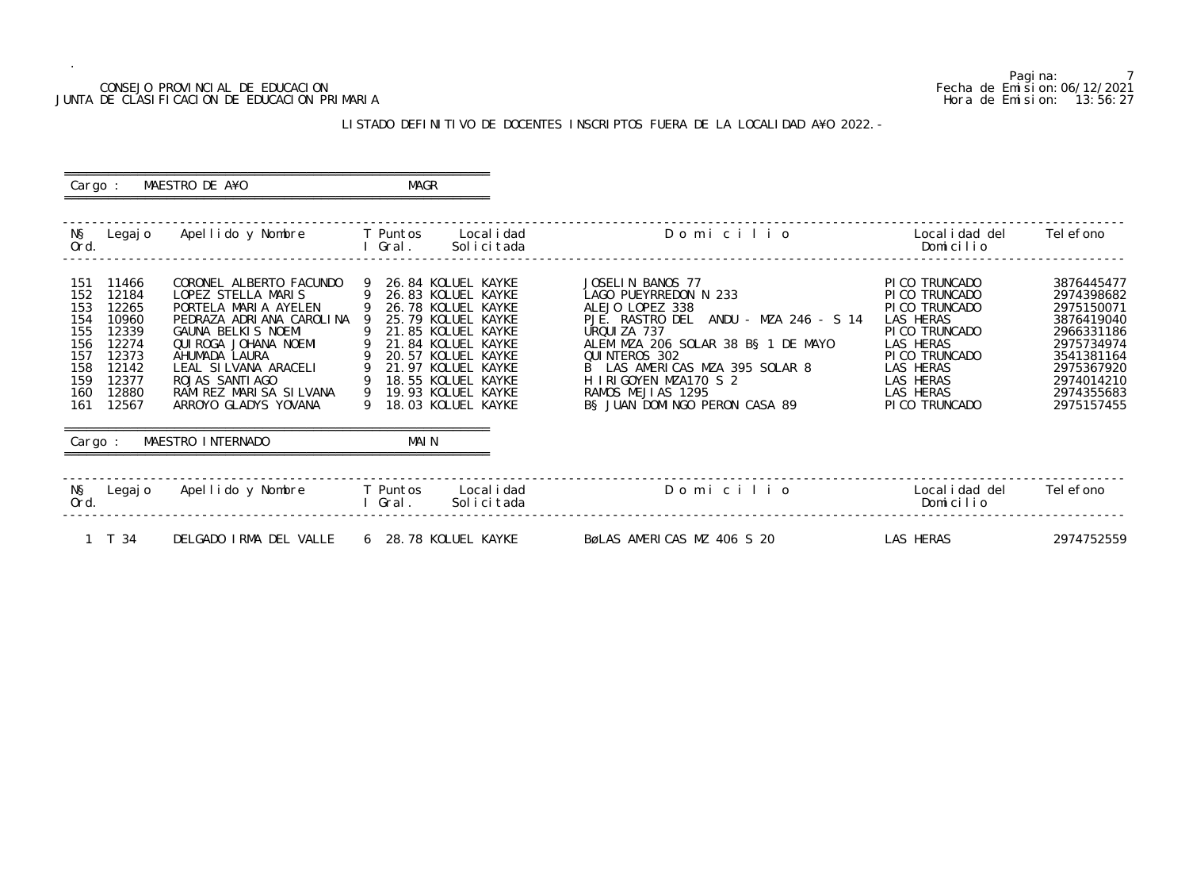CONSEJO PROVINCIAL DE EDUCACION
JUNTA DE CLASIFICACION DE EDUCACION PRIMARIA

Fecha de Emision:06/12/2021
Hora de Emision: 13:56:27

LISTADO DEFINITIVO DE DOCENTES INSCRIPTOS FUERA DE LA LOCALIDAD A¥O 2022.-

Cargo : MAESTRO DE A¥O — MAGR

| N§ Ord. | Legajo | Apellido y Nombre | T I | Puntos Gral. | Localidad Solicitada | Domicilio | Localidad del Domicilio | Telefono |
|---|---|---|---|---|---|---|---|---|
| 151 | 11466 | CORONEL ALBERTO FACUNDO | 9 | 26.84 | KOLUEL KAYKE | JOSELIN BANOS 77 | PICO TRUNCADO | 3876445477 |
| 152 | 12184 | LOPEZ STELLA MARIS | 9 | 26.83 | KOLUEL KAYKE | LAGO PUEYRREDON N 233 | PICO TRUNCADO | 2974398682 |
| 153 | 12265 | PORTELA MARIA AYELEN | 9 | 26.78 | KOLUEL KAYKE | ALEJO LOPEZ 338 | PICO TRUNCADO | 2975150071 |
| 154 | 10960 | PEDRAZA ADRIANA CAROLINA | 9 | 25.79 | KOLUEL KAYKE | PJE. RASTRO DEL ANDU - MZA 246 - S 14 | LAS HERAS | 3876419040 |
| 155 | 12339 | GAUNA BELKIS NOEMI | 9 | 21.85 | KOLUEL KAYKE | URQUIZA 737 | PICO TRUNCADO | 2966331186 |
| 156 | 12274 | QUIROGA JOHANA NOEMI | 9 | 21.84 | KOLUEL KAYKE | ALEM MZA 206 SOLAR 38 B§ 1 DE MAYO | LAS HERAS | 2975734974 |
| 157 | 12373 | AHUMADA LAURA | 9 | 20.57 | KOLUEL KAYKE | QUINTEROS 302 | PICO TRUNCADO | 3541381164 |
| 158 | 12142 | LEAL SILVANA ARACELI | 9 | 21.97 | KOLUEL KAYKE | B LAS AMERICAS MZA 395 SOLAR 8 | LAS HERAS | 2975367920 |
| 159 | 12377 | ROJAS SANTIAGO | 9 | 18.55 | KOLUEL KAYKE | H IRIGOYEN MZA170 S 2 | LAS HERAS | 2974014210 |
| 160 | 12880 | RAMIREZ MARISA SILVANA | 9 | 19.93 | KOLUEL KAYKE | RAMOS MEJIAS 1295 | LAS HERAS | 2974355683 |
| 161 | 12567 | ARROYO GLADYS YOVANA | 9 | 18.03 | KOLUEL KAYKE | B§ JUAN DOMINGO PERON CASA 89 | PICO TRUNCADO | 2975157455 |

Cargo : MAESTRO INTERNADO — MAIN

| N§ Ord. | Legajo | Apellido y Nombre | T I | Puntos Gral. | Localidad Solicitada | Domicilio | Localidad del Domicilio | Telefono |
|---|---|---|---|---|---|---|---|---|
| 1 | T 34 | DELGADO IRMA DEL VALLE | 6 | 28.78 | KOLUEL KAYKE | BøLAS AMERICAS MZ 406 S 20 | LAS HERAS | 2974752559 |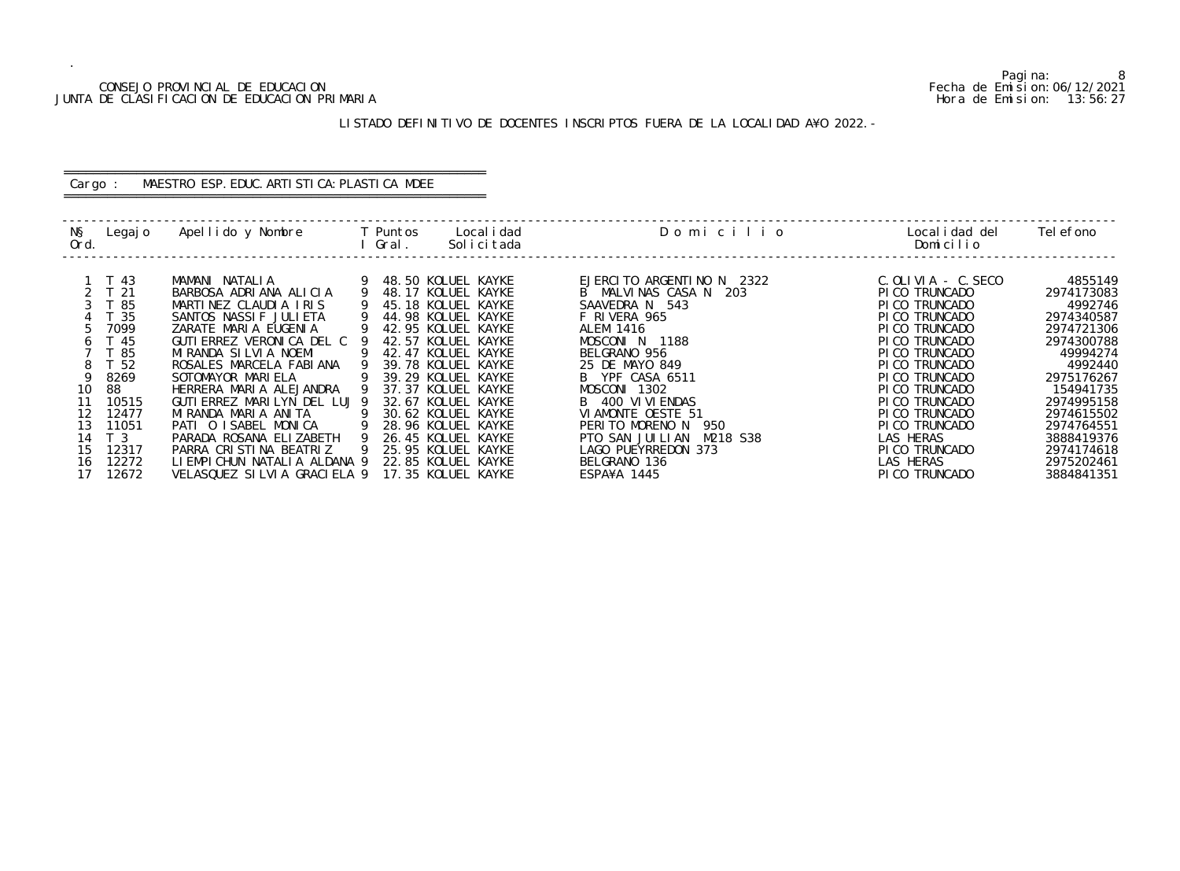CONSEJO PROVINCIAL DE EDUCACION
JUNTA DE CLASIFICACION DE EDUCACION PRIMARIA

Pagina: 8
Fecha de Emision: 06/12/2021
Hora de Emision: 13:56:27

LISTADO DEFINITIVO DE DOCENTES INSCRIPTOS FUERA DE LA LOCALIDAD A¥O 2022.-

Cargo : MAESTRO ESP. EDUC. ARTISTICA: PLASTICA MDEE

| N§ Ord. | Legajo | Apellido y Nombre | T I | Puntos Gral. | Localidad Solicitada | Domicilio | Localidad del Domicilio | Telefono |
|---|---|---|---|---|---|---|---|---|
| 1 | T 43 | MAMANI NATALIA | 9 | 48.50 | KOLUEL KAYKE | EJERCITO ARGENTINO N 2322 | C. OLIVIA - C. SECO | 4855149 |
| 2 | T 21 | BARBOSA ADRIANA ALICIA | 9 | 48.17 | KOLUEL KAYKE | B MALVINAS CASA N 203 | PICO TRUNCADO | 2974173083 |
| 3 | T 85 | MARTINEZ CLAUDIA IRIS | 9 | 45.18 | KOLUEL KAYKE | SAAVEDRA N 543 | PICO TRUNCADO | 4992746 |
| 4 | T 35 | SANTOS NASSIF JULIETA | 9 | 44.98 | KOLUEL KAYKE | F RIVERA 965 | PICO TRUNCADO | 2974340587 |
| 5 | 7099 | ZARATE MARIA EUGENIA | 9 | 42.95 | KOLUEL KAYKE | ALEM 1416 | PICO TRUNCADO | 2974721306 |
| 6 | T 45 | GUTIERREZ VERONICA DEL C | 9 | 42.57 | KOLUEL KAYKE | MOSCONI N 1188 | PICO TRUNCADO | 2974300788 |
| 7 | T 85 | MIRANDA SILVIA NOEMI | 9 | 42.47 | KOLUEL KAYKE | BELGRANO 956 | PICO TRUNCADO | 49994274 |
| 8 | T 52 | ROSALES MARCELA FABIANA | 9 | 39.78 | KOLUEL KAYKE | 25 DE MAYO 849 | PICO TRUNCADO | 4992440 |
| 9 | 8269 | SOTOMAYOR MARIELA | 9 | 39.29 | KOLUEL KAYKE | B YPF CASA 6511 | PICO TRUNCADO | 2975176267 |
| 10 | 88 | HERRERA MARIA ALEJANDRA | 9 | 37.37 | KOLUEL KAYKE | MOSCONI 1302 | PICO TRUNCADO | 154941735 |
| 11 | 10515 | GUTIERREZ MARILYN DEL LUJ | 9 | 32.67 | KOLUEL KAYKE | B 400 VIVIENDAS | PICO TRUNCADO | 2974995158 |
| 12 | 12477 | MIRANDA MARIA ANITA | 9 | 30.62 | KOLUEL KAYKE | VIAMONTE OESTE 51 | PICO TRUNCADO | 2974615502 |
| 13 | 11051 | PATI O ISABEL MONICA | 9 | 28.96 | KOLUEL KAYKE | PERITO MORENO N 950 | PICO TRUNCADO | 2974764551 |
| 14 | T 3 | PARADA ROSANA ELIZABETH | 9 | 26.45 | KOLUEL KAYKE | PTO SAN JUILIAN M218 S38 | LAS HERAS | 3888419376 |
| 15 | 12317 | PARRA CRISTINA BEATRIZ | 9 | 25.95 | KOLUEL KAYKE | LAGO PUEYRREDON 373 | PICO TRUNCADO | 2974174618 |
| 16 | 12272 | LIEMPICHUN NATALIA ALDANA | 9 | 22.85 | KOLUEL KAYKE | BELGRANO 136 | LAS HERAS | 2975202461 |
| 17 | 12672 | VELASQUEZ SILVIA GRACIELA | 9 | 17.35 | KOLUEL KAYKE | ESPA¥A 1445 | PICO TRUNCADO | 3884841351 |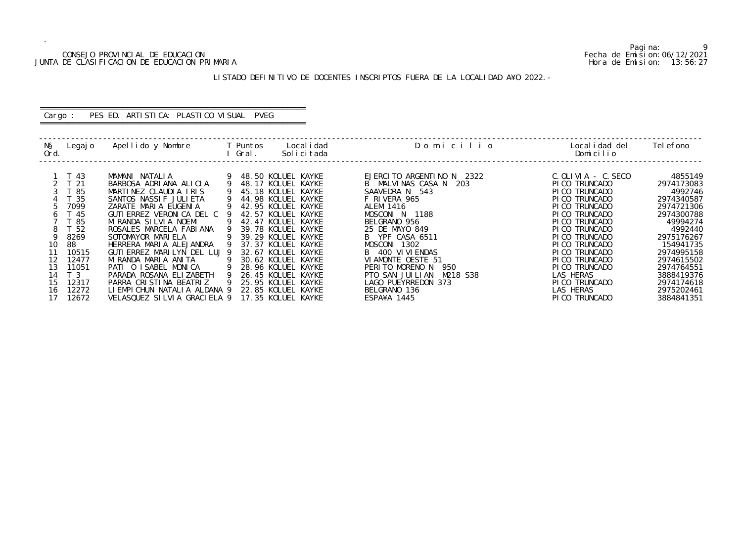CONSEJO PROVINCIAL DE EDUCACION
JUNTA DE CLASIFICACION DE EDUCACION PRIMARIA

Pagina: 9
Fecha de Emision: 06/12/2021
Hora de Emision: 13:56:27

LISTADO DEFINITIVO DE DOCENTES INSCRIPTOS FUERA DE LA LOCALIDAD A¥O 2022.-

Cargo : PES ED. ARTISTICA: PLASTICO VISUAL PVEG

| Nº Ord. | Legajo | Apellido y Nombre | T I | Puntos Gral. | Localidad Solicitada | Domicilio | Localidad del Domicilio | Telefono |
|---|---|---|---|---|---|---|---|---|
| 1 | T 43 | MAMANI NATALIA | 9 | 48.50 | KOLUEL KAYKE | EJERCITO ARGENTINO N 2322 | C.OLIVIA - C.SECO | 4855149 |
| 2 | T 21 | BARBOSA ADRIANA ALICIA | 9 | 48.17 | KOLUEL KAYKE | B MALVINAS CASA N 203 | PICO TRUNCADO | 2974173083 |
| 3 | T 85 | MARTINEZ CLAUDIA IRIS | 9 | 45.18 | KOLUEL KAYKE | SAAVEDRA N 543 | PICO TRUNCADO | 4992746 |
| 4 | T 35 | SANTOS NASSIF JULIETA | 9 | 44.98 | KOLUEL KAYKE | F RIVERA 965 | PICO TRUNCADO | 2974340587 |
| 5 | 7099 | ZARATE MARIA EUGENIA | 9 | 42.95 | KOLUEL KAYKE | ALEM 1416 | PICO TRUNCADO | 2974721306 |
| 6 | T 45 | GUTIERREZ VERONICA DEL C | 9 | 42.57 | KOLUEL KAYKE | MOSCONI N 1188 | PICO TRUNCADO | 2974300788 |
| 7 | T 85 | MIRANDA SILVIA NOEMI | 9 | 42.47 | KOLUEL KAYKE | BELGRANO 956 | PICO TRUNCADO | 49994274 |
| 8 | T 52 | ROSALES MARCELA FABIANA | 9 | 39.78 | KOLUEL KAYKE | 25 DE MAYO 849 | PICO TRUNCADO | 4992440 |
| 9 | 8269 | SOTOMAYOR MARIELA | 9 | 39.29 | KOLUEL KAYKE | B YPF CASA 6511 | PICO TRUNCADO | 2975176267 |
| 10 | 88 | HERRERA MARIA ALEJANDRA | 9 | 37.37 | KOLUEL KAYKE | MOSCONI 1302 | PICO TRUNCADO | 154941735 |
| 11 | 10515 | GUTIERREZ MARILYN DEL LUJ | 9 | 32.67 | KOLUEL KAYKE | B 400 VIVIENDAS | PICO TRUNCADO | 2974995158 |
| 12 | 12477 | MIRANDA MARIA ANITA | 9 | 30.62 | KOLUEL KAYKE | VIAMONTE OESTE 51 | PICO TRUNCADO | 2974615502 |
| 13 | 11051 | PATI O ISABEL MONICA | 9 | 28.96 | KOLUEL KAYKE | PERITO MORENO N 950 | PICO TRUNCADO | 2974764551 |
| 14 | T 3 | PARADA ROSANA ELIZABETH | 9 | 26.45 | KOLUEL KAYKE | PTO SAN JUILIAN M218 S38 | LAS HERAS | 3888419376 |
| 15 | 12317 | PARRA CRISTINA BEATRIZ | 9 | 25.95 | KOLUEL KAYKE | LAGO PUEYRREDON 373 | PICO TRUNCADO | 2974174618 |
| 16 | 12272 | LIEMPICHUN NATALIA ALDANA | 9 | 22.85 | KOLUEL KAYKE | BELGRANO 136 | LAS HERAS | 2975202461 |
| 17 | 12672 | VELASQUEZ SILVIA GRACIELA | 9 | 17.35 | KOLUEL KAYKE | ESPA¥A 1445 | PICO TRUNCADO | 3884841351 |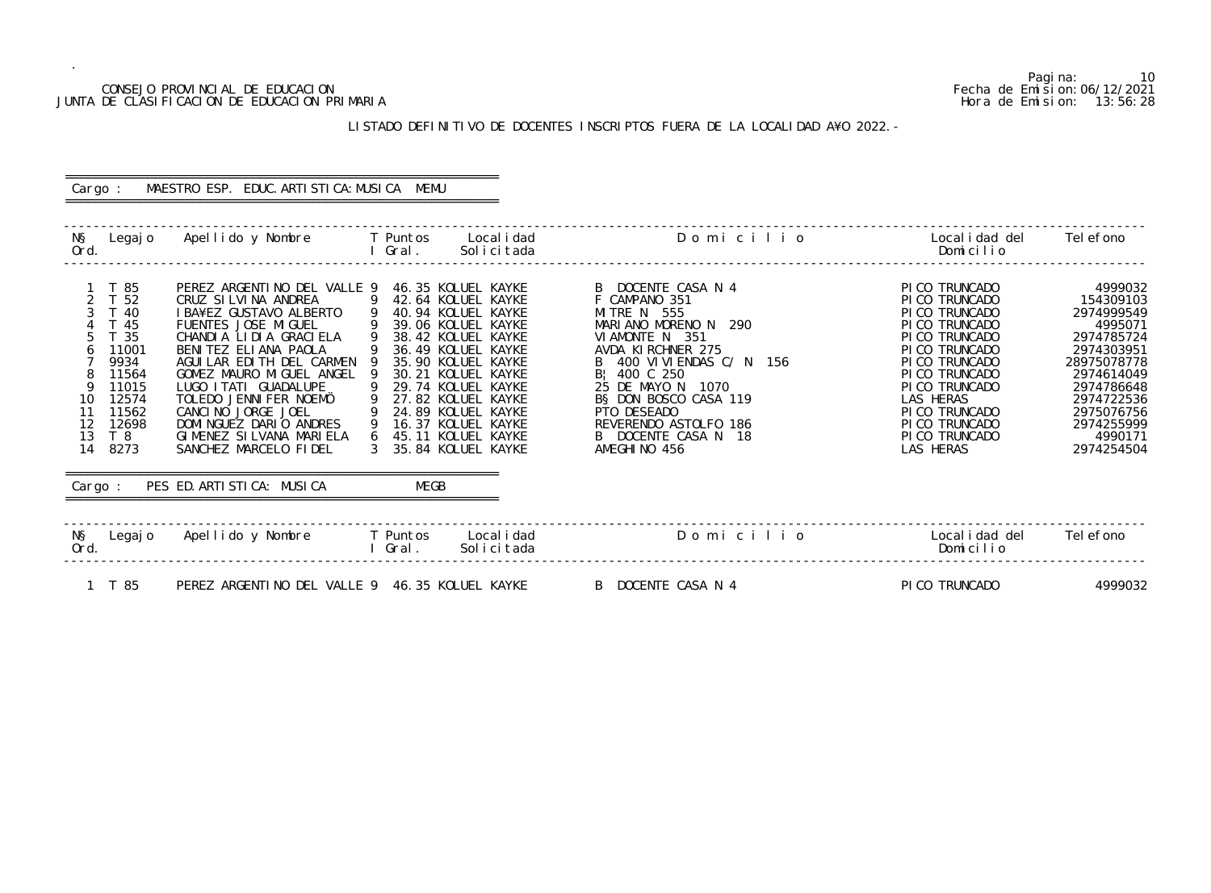CONSEJO PROVINCIAL DE EDUCACION
JUNTA DE CLASIFICACION DE EDUCACION PRIMARIA

Fecha de Emision: 06/12/2021
Hora de Emision: 13:56:28

## LISTADO DEFINITIVO DE DOCENTES INSCRIPTOS FUERA DE LA LOCALIDAD A¥O 2022.-

Cargo : MAESTRO ESP. EDUC.ARTISTICA:MUSICA MEMU

| N§ Ord. | Legajo | Apellido y Nombre | T I | Puntos Gral. | Localidad Solicitada | Domicilio | Localidad del Domicilio | Telefono |
|---|---|---|---|---|---|---|---|---|
| 1 | T 85 | PEREZ ARGENTINO DEL VALLE | 9 | 46.35 | KOLUEL KAYKE | B DOCENTE CASA N 4 | PICO TRUNCADO | 4999032 |
| 2 | T 52 | CRUZ SILVINA ANDREA | 9 | 42.64 | KOLUEL KAYKE | F CAMPANO 351 | PICO TRUNCADO | 154309103 |
| 3 | T 40 | IBA¥EZ GUSTAVO ALBERTO | 9 | 40.94 | KOLUEL KAYKE | MITRE N 555 | PICO TRUNCADO | 2974999549 |
| 4 | T 45 | FUENTES JOSE MIGUEL | 9 | 39.06 | KOLUEL KAYKE | MARIANO MORENO N 290 | PICO TRUNCADO | 4995071 |
| 5 | T 35 | CHANDIA LIDIA GRACIELA | 9 | 38.42 | KOLUEL KAYKE | VIAMONTE N 351 | PICO TRUNCADO | 2974785724 |
| 6 | 11001 | BENITEZ ELIANA PAOLA | 9 | 36.49 | KOLUEL KAYKE | AVDA KIRCHNER 275 | PICO TRUNCADO | 2974303951 |
| 7 | 9934 | AGUILAR EDITH DEL CARMEN | 9 | 35.90 | KOLUEL KAYKE | B 400 VIVIENDAS C/ N 156 | PICO TRUNCADO | 28975078778 |
| 8 | 11564 | GOMEZ MAURO MIGUEL ANGEL | 9 | 30.21 | KOLUEL KAYKE | B¦ 400 C 250 | PICO TRUNCADO | 2974614049 |
| 9 | 11015 | LUGO ITATI GUADALUPE | 9 | 29.74 | KOLUEL KAYKE | 25 DE MAYO N 1070 | PICO TRUNCADO | 2974786648 |
| 10 | 12574 | TOLEDO JENNIFER NOEMÖ | 9 | 27.82 | KOLUEL KAYKE | B§ DON BOSCO CASA 119 | LAS HERAS | 2974722536 |
| 11 | 11562 | CANCINO JORGE JOEL | 9 | 24.89 | KOLUEL KAYKE | PTO DESEADO | PICO TRUNCADO | 2975076756 |
| 12 | 12698 | DOMINGUEZ DARIO ANDRES | 9 | 16.37 | KOLUEL KAYKE | REVERENDO ASTOLFO 186 | PICO TRUNCADO | 2974255999 |
| 13 | T 8 | GIMENEZ SILVANA MARIELA | 6 | 45.11 | KOLUEL KAYKE | B DOCENTE CASA N 18 | PICO TRUNCADO | 4990171 |
| 14 | 8273 | SANCHEZ MARCELO FIDEL | 3 | 35.84 | KOLUEL KAYKE | AMEGHINO 456 | LAS HERAS | 2974254504 |

Cargo : PES ED.ARTISTICA: MUSICA MEGB

| N§ Ord. | Legajo | Apellido y Nombre | T I | Puntos Gral. | Localidad Solicitada | Domicilio | Localidad del Domicilio | Telefono |
|---|---|---|---|---|---|---|---|---|
| 1 | T 85 | PEREZ ARGENTINO DEL VALLE | 9 | 46.35 | KOLUEL KAYKE | B DOCENTE CASA N 4 | PICO TRUNCADO | 4999032 |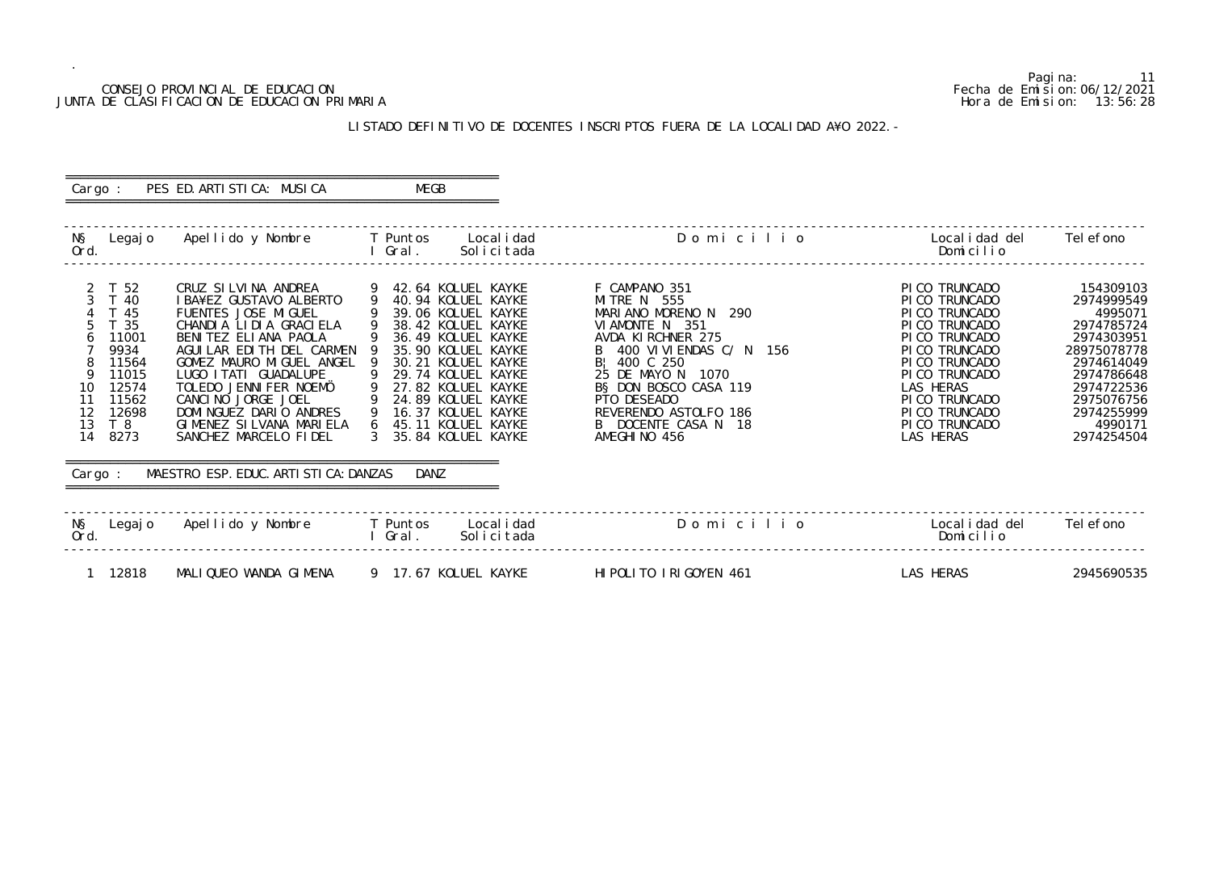CONSEJO PROVINCIAL DE EDUCACION
JUNTA DE CLASIFICACION DE EDUCACION PRIMARIA

Pagina: 11
Fecha de Emision: 06/12/2021
Hora de Emision: 13:56:28

LISTADO DEFINITIVO DE DOCENTES INSCRIPTOS FUERA DE LA LOCALIDAD A¥O 2022.-

Cargo : PES ED.ARTISTICA: MUSICA MEGB

| N§ Ord. | Legajo | Apellido y Nombre | T I | Puntos Gral. | Localidad Solicitada | Domicilio | Localidad del Domicilio | Telefono |
|---|---|---|---|---|---|---|---|---|
| 2 | T 52 | CRUZ SILVINA ANDREA | 9 | 42.64 | KOLUEL KAYKE | F CAMPANO 351 | PICO TRUNCADO | 154309103 |
| 3 | T 40 | IBA¥EZ GUSTAVO ALBERTO | 9 | 40.94 | KOLUEL KAYKE | MITRE N 555 | PICO TRUNCADO | 2974999549 |
| 4 | T 45 | FUENTES JOSE MIGUEL | 9 | 39.06 | KOLUEL KAYKE | MARIANO MORENO N 290 | PICO TRUNCADO | 4995071 |
| 5 | T 35 | CHANDIA LIDIA GRACIELA | 9 | 38.42 | KOLUEL KAYKE | VIAMONTE N 351 | PICO TRUNCADO | 2974785724 |
| 6 | 11001 | BENITEZ ELIANA PAOLA | 9 | 36.49 | KOLUEL KAYKE | AVDA KIRCHNER 275 | PICO TRUNCADO | 2974303951 |
| 7 | 9934 | AGUILAR EDITH DEL CARMEN | 9 | 35.90 | KOLUEL KAYKE | B 400 VIVIENDAS C/ N 156 | PICO TRUNCADO | 28975078778 |
| 8 | 11564 | GOMEZ MAURO MIGUEL ANGEL | 9 | 30.21 | KOLUEL KAYKE | B¦ 400 C 250 | PICO TRUNCADO | 2974614049 |
| 9 | 11015 | LUGO ITATI GUADALUPE | 9 | 29.74 | KOLUEL KAYKE | 25 DE MAYO N 1070 | PICO TRUNCADO | 2974786648 |
| 10 | 12574 | TOLEDO JENNIFER NOEMÖ | 9 | 27.82 | KOLUEL KAYKE | B§ DON BOSCO CASA 119 | LAS HERAS | 2974722536 |
| 11 | 11562 | CANCINO JORGE JOEL | 9 | 24.89 | KOLUEL KAYKE | PTO DESEADO | PICO TRUNCADO | 2975076756 |
| 12 | 12698 | DOMINGUEZ DARIO ANDRES | 9 | 16.37 | KOLUEL KAYKE | REVERENDO ASTOLFO 186 | PICO TRUNCADO | 2974255999 |
| 13 | T 8 | GIMENEZ SILVANA MARIELA | 6 | 45.11 | KOLUEL KAYKE | B DOCENTE CASA N 18 | PICO TRUNCADO | 4990171 |
| 14 | 8273 | SANCHEZ MARCELO FIDEL | 3 | 35.84 | KOLUEL KAYKE | AMEGHINO 456 | LAS HERAS | 2974254504 |

Cargo : MAESTRO ESP.EDUC.ARTISTICA:DANZAS DANZ

| N§ Ord. | Legajo | Apellido y Nombre | T I | Puntos Gral. | Localidad Solicitada | Domicilio | Localidad del Domicilio | Telefono |
|---|---|---|---|---|---|---|---|---|
| 1 | 12818 | MALIQUEO WANDA GIMENA | 9 | 17.67 | KOLUEL KAYKE | HIPOLITO IRIGOYEN 461 | LAS HERAS | 2945690535 |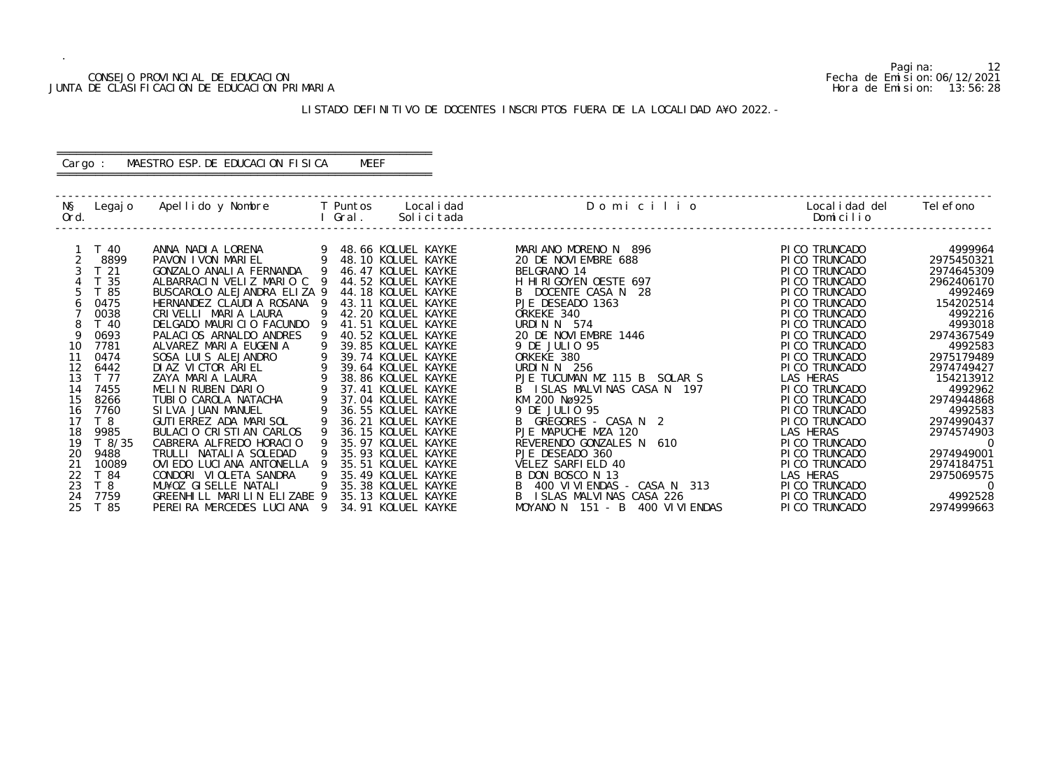CONSEJO PROVINCIAL DE EDUCACION
JUNTA DE CLASIFICACION DE EDUCACION PRIMARIA

Pagina: 12
Fecha de Emision: 06/12/2021
Hora de Emision: 13:56:28

## LISTADO DEFINITIVO DE DOCENTES INSCRIPTOS FUERA DE LA LOCALIDAD A¥O 2022.-

Cargo : MAESTRO ESP.DE EDUCACION FISICA MEEF

| N§ Ord. | Legajo | Apellido y Nombre | T I | Puntos Gral. | Localidad Solicitada | D o m i c i l i o | Localidad del Domicilio | Telefono |
|---|---|---|---|---|---|---|---|---|
| 1 | T 40 | ANNA NADIA LORENA | 9 | 48.66 | KOLUEL KAYKE | MARIANO MORENO N 896 | PICO TRUNCADO | 4999964 |
| 2 | 8899 | PAVON IVON MARIEL | 9 | 48.10 | KOLUEL KAYKE | 20 DE NOVIEMBRE 688 | PICO TRUNCADO | 2975450321 |
| 3 | T 21 | GONZALO ANALIA FERNANDA | 9 | 46.47 | KOLUEL KAYKE | BELGRANO 14 | PICO TRUNCADO | 2974645309 |
| 4 | T 35 | ALBARRACIN VELIZ MARIO C | 9 | 44.52 | KOLUEL KAYKE | H HIRIGOYEN OESTE 697 | PICO TRUNCADO | 2962406170 |
| 5 | T 85 | BUSCAROLO ALEJANDRA ELIZA | 9 | 44.18 | KOLUEL KAYKE | B DOCENTE CASA N 28 | PICO TRUNCADO | 4992469 |
| 6 | 0475 | HERNANDEZ CLAUDIA ROSANA | 9 | 43.11 | KOLUEL KAYKE | PJE DESEADO 1363 | PICO TRUNCADO | 154202514 |
| 7 | 0038 | CRIVELLI MARIA LAURA | 9 | 42.20 | KOLUEL KAYKE | ORKEKE 340 | PICO TRUNCADO | 4992216 |
| 8 | T 40 | DELGADO MAURICIO FACUNDO | 9 | 41.51 | KOLUEL KAYKE | URDIN N 574 | PICO TRUNCADO | 4993018 |
| 9 | 0693 | PALACIOS ARNALDO ANDRES | 9 | 40.52 | KOLUEL KAYKE | 20 DE NOVIEMBRE 1446 | PICO TRUNCADO | 2974367549 |
| 10 | 7781 | ALVAREZ MARIA EUGENIA | 9 | 39.85 | KOLUEL KAYKE | 9 DE JULIO 95 | PICO TRUNCADO | 4992583 |
| 11 | 0474 | SOSA LUIS ALEJANDRO | 9 | 39.74 | KOLUEL KAYKE | ORKEKE 380 | PICO TRUNCADO | 2975179489 |
| 12 | 6442 | DIAZ VICTOR ARIEL | 9 | 39.64 | KOLUEL KAYKE | URDIN N 256 | PICO TRUNCADO | 2974749427 |
| 13 | T 77 | ZAYA MARIA LAURA | 9 | 38.86 | KOLUEL KAYKE | PJE TUCUMAN MZ 115 B SOLAR S | LAS HERAS | 154213912 |
| 14 | 7455 | MELIN RUBEN DARIO | 9 | 37.41 | KOLUEL KAYKE | B ISLAS MALVINAS CASA N 197 | PICO TRUNCADO | 4992962 |
| 15 | 8266 | TUBIO CAROLA NATACHA | 9 | 37.04 | KOLUEL KAYKE | KM 200 Nø925 | PICO TRUNCADO | 2974944868 |
| 16 | 7760 | SILVA JUAN MANUEL | 9 | 36.55 | KOLUEL KAYKE | 9 DE JULIO 95 | PICO TRUNCADO | 4992583 |
| 17 | T 8 | GUTIERREZ ADA MARISOL | 9 | 36.21 | KOLUEL KAYKE | B GREGORES - CASA N 2 | PICO TRUNCADO | 2974990437 |
| 18 | 9985 | BULACIO CRISTIAN CARLOS | 9 | 36.15 | KOLUEL KAYKE | PJE MAPUCHE MZA 120 | LAS HERAS | 2974574903 |
| 19 | T 8/35 | CABRERA ALFREDO HORACIO | 9 | 35.97 | KOLUEL KAYKE | REVERENDO GONZALES N 610 | PICO TRUNCADO | 0 |
| 20 | 9488 | TRULLI NATALIA SOLEDAD | 9 | 35.93 | KOLUEL KAYKE | PJE DESEADO 360 | PICO TRUNCADO | 2974949001 |
| 21 | 10089 | OVIEDO LUCIANA ANTONELLA | 9 | 35.51 | KOLUEL KAYKE | VELEZ SARFIELD 40 | PICO TRUNCADO | 2974184751 |
| 22 | T 84 | CONDORI VIOLETA SANDRA | 9 | 35.49 | KOLUEL KAYKE | B DON BOSCO N 13 | LAS HERAS | 2975069575 |
| 23 | T 8 | MU¥OZ GISELLE NATALI | 9 | 35.38 | KOLUEL KAYKE | B 400 VIVIENDAS - CASA N 313 | PICO TRUNCADO | 0 |
| 24 | 7759 | GREENHILL MARILIN ELIZABE | 9 | 35.13 | KOLUEL KAYKE | B ISLAS MALVINAS CASA 226 | PICO TRUNCADO | 4992528 |
| 25 | T 85 | PEREIRA MERCEDES LUCIANA | 9 | 34.91 | KOLUEL KAYKE | MOYANO N 151 - B 400 VIVIENDAS | PICO TRUNCADO | 2974999663 |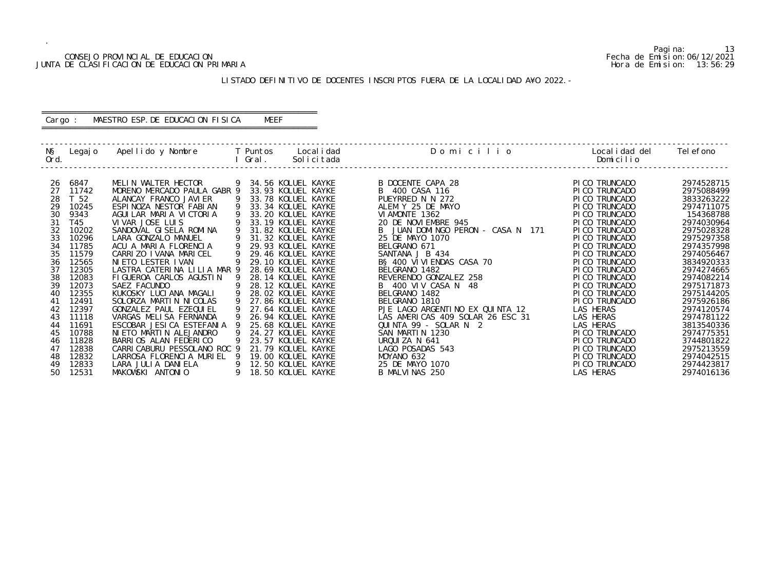CONSEJO PROVINCIAL DE EDUCACION
JUNTA DE CLASIFICACION DE EDUCACION PRIMARIA

Fecha de Emision: 06/12/2021
Hora de Emision: 13:56:29

LISTADO DEFINITIVO DE DOCENTES INSCRIPTOS FUERA DE LA LOCALIDAD A¥O 2022.-

Cargo : MAESTRO ESP.DE EDUCACION FISICA MEEF

| N§ Ord. | Legajo | Apellido y Nombre | T | Puntos I Gral. | Localidad Solicitada | D o m i c i l i o | Localidad del Domicilio | Telefono |
|---|---|---|---|---|---|---|---|---|
| 26 | 6847 | MELIN WALTER HECTOR | 9 | 34.56 | KOLUEL KAYKE | B DOCENTE CAPA 28 | PICO TRUNCADO | 2974528715 |
| 27 | 11742 | MORENO MERCADO PAULA GABR | 9 | 33.93 | KOLUEL KAYKE | B 400 CASA 116 | PICO TRUNCADO | 2975088499 |
| 28 | T 52 | ALANCAY FRANCO JAVIER | 9 | 33.78 | KOLUEL KAYKE | PUEYRRED N N 272 | PICO TRUNCADO | 3833263222 |
| 29 | 10245 | ESPINOZA NESTOR FABIAN | 9 | 33.34 | KOLUEL KAYKE | ALEM Y 25 DE MAYO | PICO TRUNCADO | 2974711075 |
| 30 | 9343 | AGUILAR MARIA VICTORIA | 9 | 33.20 | KOLUEL KAYKE | VIAMONTE 1362 | PICO TRUNCADO | 154368788 |
| 31 | T45 | VIVAR JOSE LUIS | 9 | 33.19 | KOLUEL KAYKE | 20 DE NOVIEMBRE 945 | PICO TRUNCADO | 2974030964 |
| 32 | 10202 | SANDOVAL GISELA ROMINA | 9 | 31.82 | KOLUEL KAYKE | B JUAN DOMINGO PERON - CASA N 171 | PICO TRUNCADO | 2975028328 |
| 33 | 10296 | LARA GONZALO MANUEL | 9 | 31.32 | KOLUEL KAYKE | 25 DE MAYO 1070 | PICO TRUNCADO | 2975297358 |
| 34 | 11785 | ACU A MARIA FLORENCIA | 9 | 29.93 | KOLUEL KAYKE | BELGRANO 671 | PICO TRUNCADO | 2974357998 |
| 35 | 11579 | CARRIZO IVANA MARICEL | 9 | 29.46 | KOLUEL KAYKE | SANTANA J B 434 | PICO TRUNCADO | 2974056467 |
| 36 | 12565 | NIETO LESTER IVAN | 9 | 29.10 | KOLUEL KAYKE | B§ 400 VIVIENDAS CASA 70 | PICO TRUNCADO | 3834920333 |
| 37 | 12305 | LASTRA CATERINA LILIA MAR | 9 | 28.69 | KOLUEL KAYKE | BELGRANO 1482 | PICO TRUNCADO | 2974274665 |
| 38 | 12083 | FIGUEROA CARLOS AGUSTIN | 9 | 28.14 | KOLUEL KAYKE | REVERENDO GONZALEZ 258 | PICO TRUNCADO | 2974082214 |
| 39 | 12073 | SAEZ FACUNDO | 9 | 28.12 | KOLUEL KAYKE | B 400 VIV CASA N 48 | PICO TRUNCADO | 2975171873 |
| 40 | 12355 | KUKOSKY LUCIANA MAGALI | 9 | 28.02 | KOLUEL KAYKE | BELGRANO 1482 | PICO TRUNCADO | 2975144205 |
| 41 | 12491 | SOLORZA MARTIN NICOLAS | 9 | 27.86 | KOLUEL KAYKE | BELGRANO 1810 | PICO TRUNCADO | 2975926186 |
| 42 | 12397 | GONZALEZ PAUL EZEQUIEL | 9 | 27.64 | KOLUEL KAYKE | PJE LAGO ARGENTINO EX QUINTA 12 | LAS HERAS | 2974120574 |
| 43 | 11118 | VARGAS MELISA FERNANDA | 9 | 26.94 | KOLUEL KAYKE | LAS AMERICAS 409 SOLAR 26 ESC 31 | LAS HERAS | 2974781122 |
| 44 | 11691 | ESCOBAR JESICA ESTEFANIA | 9 | 25.68 | KOLUEL KAYKE | QUINTA 99 - SOLAR N 2 | LAS HERAS | 3813540336 |
| 45 | 10788 | NIETO MARTIN ALEJANDRO | 9 | 24.27 | KOLUEL KAYKE | SAN MARTIN 1230 | PICO TRUNCADO | 2974775351 |
| 46 | 11828 | BARRIOS ALAN FEDERICO | 9 | 23.57 | KOLUEL KAYKE | URQUIZA N 641 | PICO TRUNCADO | 3744801822 |
| 47 | 12838 | CARRICABURU PESSOLANO ROC | 9 | 21.79 | KOLUEL KAYKE | LAGO POSADAS 543 | PICO TRUNCADO | 2975213559 |
| 48 | 12832 | LARROSA FLORENCIA MURIEL | 9 | 19.00 | KOLUEL KAYKE | MOYANO 632 | PICO TRUNCADO | 2974042515 |
| 49 | 12833 | LARA JULIA DANIELA | 9 | 12.50 | KOLUEL KAYKE | 25 DE MAYO 1070 | PICO TRUNCADO | 2974423817 |
| 50 | 12531 | MAKOWSKI ANTONIO | 9 | 18.50 | KOLUEL KAYKE | B MALVINAS 250 | LAS HERAS | 2974016136 |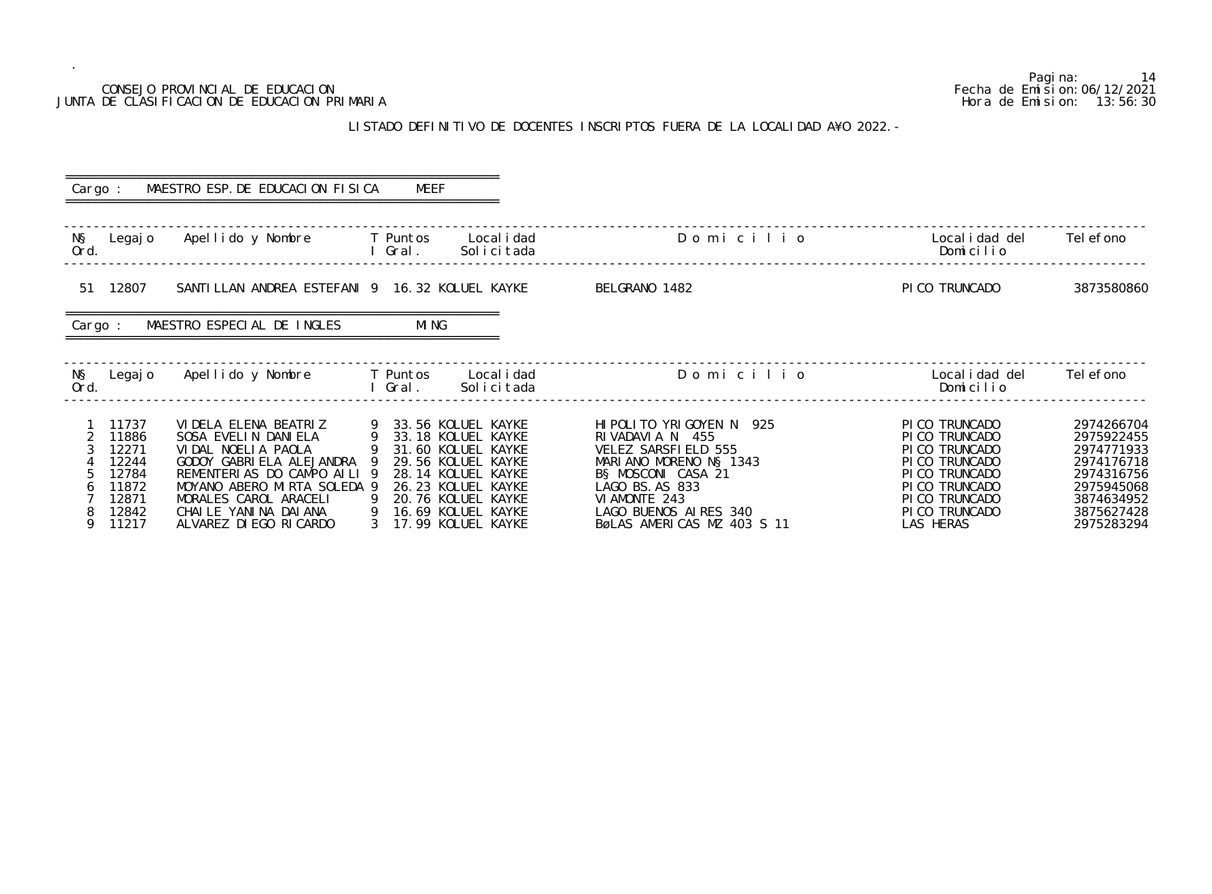CONSEJO PROVINCIAL DE EDUCACION
JUNTA DE CLASIFICACION DE EDUCACION PRIMARIA

Fecha de Emision:06/12/2021
Hora de Emision: 13:56:30

## LISTADO DEFINITIVO DE DOCENTES INSCRIPTOS FUERA DE LA LOCALIDAD A¥O 2022.-

**Cargo : MAESTRO ESP.DE EDUCACION FISICA MEEF**

| N§ Ord. | Legajo | Apellido y Nombre | T I | Puntos Gral. | Localidad Solicitada | Domicilio | Localidad del Domicilio | Telefono |
|---|---|---|---|---|---|---|---|---|
| 51 | 12807 | SANTILLAN ANDREA ESTEFANI | 9 | 16.32 | KOLUEL KAYKE | BELGRANO 1482 | PICO TRUNCADO | 3873580860 |

**Cargo : MAESTRO ESPECIAL DE INGLES MING**

| N§ Ord. | Legajo | Apellido y Nombre | T I | Puntos Gral. | Localidad Solicitada | Domicilio | Localidad del Domicilio | Telefono |
|---|---|---|---|---|---|---|---|---|
| 1 | 11737 | VIDELA ELENA BEATRIZ | 9 | 33.56 | KOLUEL KAYKE | HIPOLITO YRIGOYEN N 925 | PICO TRUNCADO | 2974266704 |
| 2 | 11886 | SOSA EVELIN DANIELA | 9 | 33.18 | KOLUEL KAYKE | RIVADAVIA N 455 | PICO TRUNCADO | 2975922455 |
| 3 | 12271 | VIDAL NOELIA PAOLA | 9 | 31.60 | KOLUEL KAYKE | VELEZ SARSFIELD 555 | PICO TRUNCADO | 2974771933 |
| 4 | 12244 | GODOY GABRIELA ALEJANDRA | 9 | 29.56 | KOLUEL KAYKE | MARIANO MORENO N§ 1343 | PICO TRUNCADO | 2974176718 |
| 5 | 12784 | REMENTERIAS DO CAMPO AILI | 9 | 28.14 | KOLUEL KAYKE | B§ MOSCONI CASA 21 | PICO TRUNCADO | 2974316756 |
| 6 | 11872 | MOYANO ABERO MIRTA SOLEDA | 9 | 26.23 | KOLUEL KAYKE | LAGO BS.AS 833 | PICO TRUNCADO | 2975945068 |
| 7 | 12871 | MORALES CAROL ARACELI | 9 | 20.76 | KOLUEL KAYKE | VIAMONTE 243 | PICO TRUNCADO | 3874634952 |
| 8 | 12842 | CHAILE YANINA DAIANA | 9 | 16.69 | KOLUEL KAYKE | LAGO BUENOS AIRES 340 | PICO TRUNCADO | 3875627428 |
| 9 | 11217 | ALVAREZ DIEGO RICARDO | 3 | 17.99 | KOLUEL KAYKE | BøLAS AMERICAS MZ 403 S 11 | LAS HERAS | 2975283294 |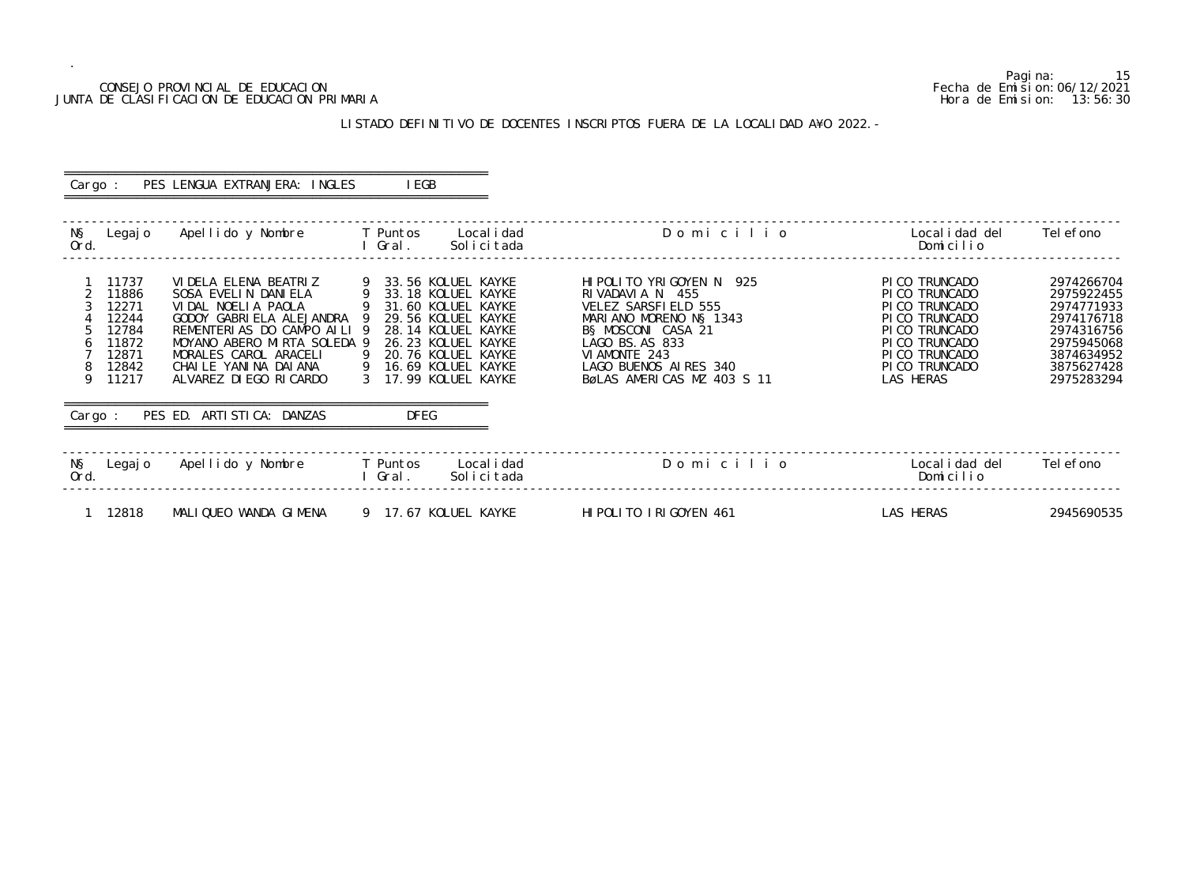CONSEJO PROVINCIAL DE EDUCACION
JUNTA DE CLASIFICACION DE EDUCACION PRIMARIA

Pagina: 15
Fecha de Emision: 06/12/2021
Hora de Emision: 13:56:30

LISTADO DEFINITIVO DE DOCENTES INSCRIPTOS FUERA DE LA LOCALIDAD A¥O 2022.-

Cargo : PES LENGUA EXTRANJERA: INGLES    IEGB

| N§ Ord. | Legajo | Apellido y Nombre | T I | Puntos Gral. | Localidad Solicitada | D o m i c i l i o | Localidad del Domicilio | Telefono |
|---|---|---|---|---|---|---|---|---|
| 1 | 11737 | VIDELA ELENA BEATRIZ | 9 | 33.56 | KOLUEL KAYKE | HIPOLITO YRIGOYEN N 925 | PICO TRUNCADO | 2974266704 |
| 2 | 11886 | SOSA EVELIN DANIELA | 9 | 33.18 | KOLUEL KAYKE | RIVADAVIA N 455 | PICO TRUNCADO | 2975922455 |
| 3 | 12271 | VIDAL NOELIA PAOLA | 9 | 31.60 | KOLUEL KAYKE | VELEZ SARSFIELD 555 | PICO TRUNCADO | 2974771933 |
| 4 | 12244 | GODOY GABRIELA ALEJANDRA | 9 | 29.56 | KOLUEL KAYKE | MARIANO MORENO N§ 1343 | PICO TRUNCADO | 2974176718 |
| 5 | 12784 | REMENTERIAS DO CAMPO AILI | 9 | 28.14 | KOLUEL KAYKE | B§ MOSCONI CASA 21 | PICO TRUNCADO | 2974316756 |
| 6 | 11872 | MOYANO ABERO MIRTA SOLEDA | 9 | 26.23 | KOLUEL KAYKE | LAGO BS.AS 833 | PICO TRUNCADO | 2975945068 |
| 7 | 12871 | MORALES CAROL ARACELI | 9 | 20.76 | KOLUEL KAYKE | VIAMONTE 243 | PICO TRUNCADO | 3874634952 |
| 8 | 12842 | CHAILE YANINA DAIANA | 9 | 16.69 | KOLUEL KAYKE | LAGO BUENOS AIRES 340 | PICO TRUNCADO | 3875627428 |
| 9 | 11217 | ALVAREZ DIEGO RICARDO | 3 | 17.99 | KOLUEL KAYKE | BøLAS AMERICAS MZ 403 S 11 | LAS HERAS | 2975283294 |

Cargo : PES ED. ARTISTICA: DANZAS    DFEG

| N§ Ord. | Legajo | Apellido y Nombre | T I | Puntos Gral. | Localidad Solicitada | D o m i c i l i o | Localidad del Domicilio | Telefono |
|---|---|---|---|---|---|---|---|---|
| 1 | 12818 | MALIQUEO WANDA GIMENA | 9 | 17.67 | KOLUEL KAYKE | HIPOLITO IRIGOYEN 461 | LAS HERAS | 2945690535 |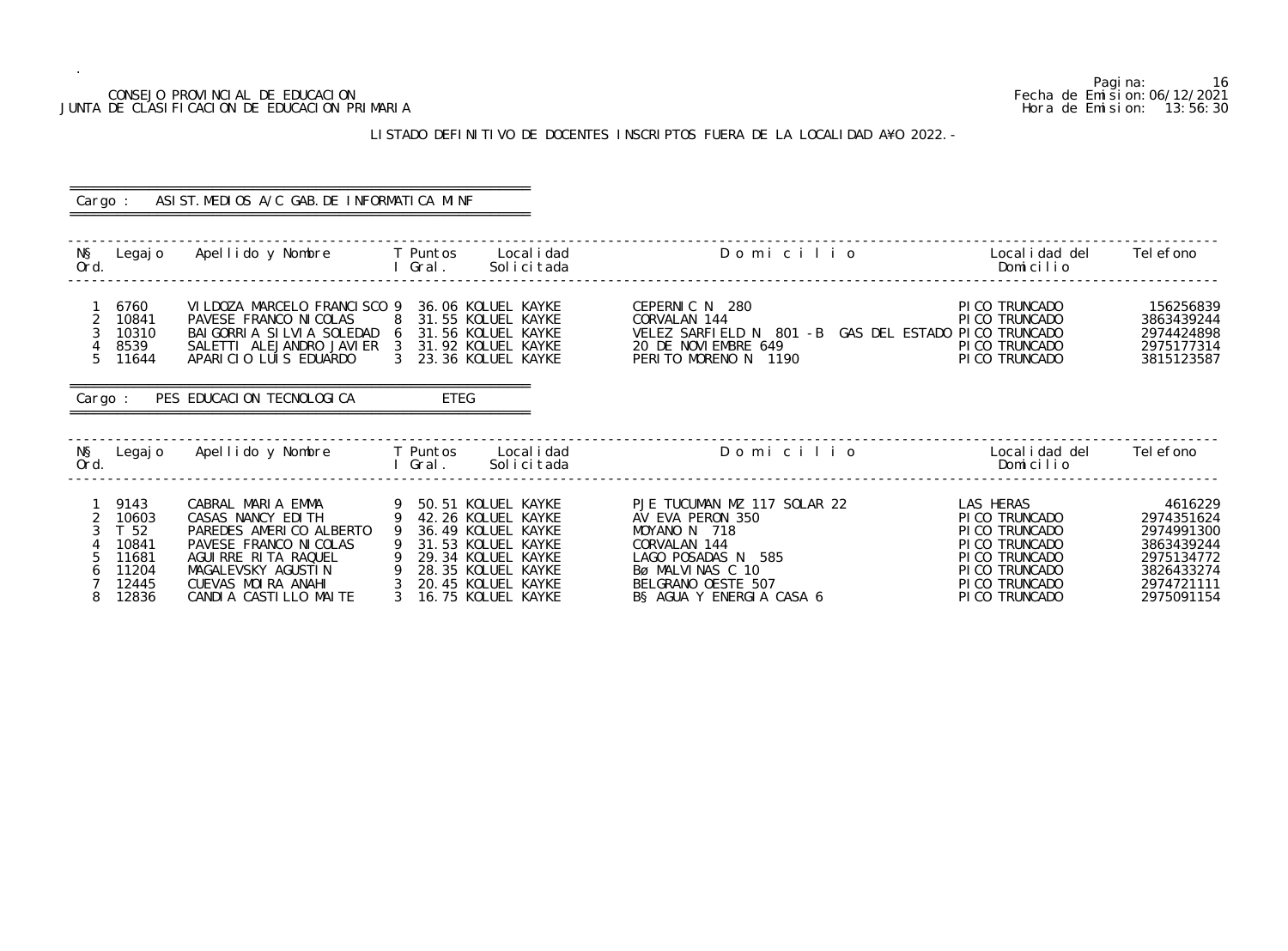CONSEJO PROVINCIAL DE EDUCACION
JUNTA DE CLASIFICACION DE EDUCACION PRIMARIA

Fecha de Emision:06/12/2021
Hora de Emision: 13:56:30

## LISTADO DEFINITIVO DE DOCENTES INSCRIPTOS FUERA DE LA LOCALIDAD A¥O 2022.-

Cargo : ASIST.MEDIOS A/C GAB.DE INFORMATICA MINF

| N§ Ord. | Legajo | Apellido y Nombre | T I | Puntos Gral. | Localidad Solicitada | Domicilio | Localidad del Domicilio | Telefono |
|---|---|---|---|---|---|---|---|---|
| 1 | 6760 | VILDOZA MARCELO FRANCISCO | 9 | 36.06 | KOLUEL KAYKE | CEPERNIC N 280 | PICO TRUNCADO | 156256839 |
| 2 | 10841 | PAVESE FRANCO NICOLAS | 8 | 31.55 | KOLUEL KAYKE | CORVALAN 144 | PICO TRUNCADO | 3863439244 |
| 3 | 10310 | BAIGORRIA SILVIA SOLEDAD | 6 | 31.56 | KOLUEL KAYKE | VELEZ SARFIELD N 801 -B GAS DEL ESTADO | PICO TRUNCADO | 2974424898 |
| 4 | 8539 | SALETTI ALEJANDRO JAVIER | 3 | 31.92 | KOLUEL KAYKE | 20 DE NOVIEMBRE 649 | PICO TRUNCADO | 2975177314 |
| 5 | 11644 | APARICIO LUIS EDUARDO | 3 | 23.36 | KOLUEL KAYKE | PERITO MORENO N 1190 | PICO TRUNCADO | 3815123587 |

Cargo : PES EDUCACION TECNOLOGICA ETEG

| N§ Ord. | Legajo | Apellido y Nombre | T I | Puntos Gral. | Localidad Solicitada | Domicilio | Localidad del Domicilio | Telefono |
|---|---|---|---|---|---|---|---|---|
| 1 | 9143 | CABRAL MARIA EMMA | 9 | 50.51 | KOLUEL KAYKE | PJE TUCUMAN MZ 117 SOLAR 22 | LAS HERAS | 4616229 |
| 2 | 10603 | CASAS NANCY EDITH | 9 | 42.26 | KOLUEL KAYKE | AV EVA PERON 350 | PICO TRUNCADO | 2974351624 |
| 3 | T 52 | PAREDES AMERICO ALBERTO | 9 | 36.49 | KOLUEL KAYKE | MOYANO N 718 | PICO TRUNCADO | 2974991300 |
| 4 | 10841 | PAVESE FRANCO NICOLAS | 9 | 31.53 | KOLUEL KAYKE | CORVALAN 144 | PICO TRUNCADO | 3863439244 |
| 5 | 11681 | AGUIRRE RITA RAQUEL | 9 | 29.34 | KOLUEL KAYKE | LAGO POSADAS N 585 | PICO TRUNCADO | 2975134772 |
| 6 | 11204 | MAGALEVSKY AGUSTIN | 9 | 28.35 | KOLUEL KAYKE | Bø MALVINAS C 10 | PICO TRUNCADO | 3826433274 |
| 7 | 12445 | CUEVAS MOIRA ANAHI | 3 | 20.45 | KOLUEL KAYKE | BELGRANO OESTE 507 | PICO TRUNCADO | 2974721111 |
| 8 | 12836 | CANDIA CASTILLO MAITE | 3 | 16.75 | KOLUEL KAYKE | B§ AGUA Y ENERGIA CASA 6 | PICO TRUNCADO | 2975091154 |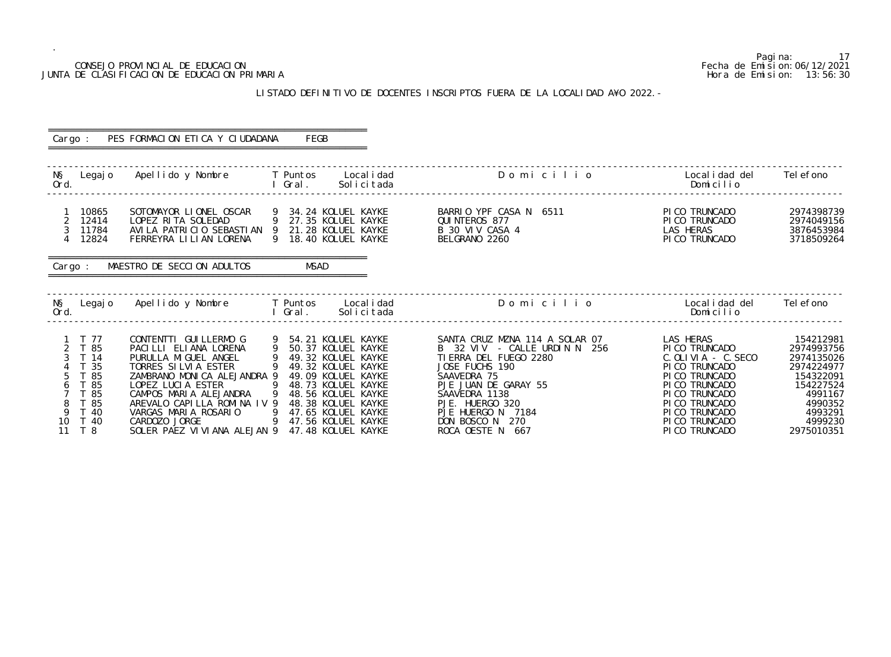CONSEJO PROVINCIAL DE EDUCACION
JUNTA DE CLASIFICACION DE EDUCACION PRIMARIA

Fecha de Emision: 06/12/2021
Hora de Emision: 13:56:30

## LISTADO DEFINITIVO DE DOCENTES INSCRIPTOS FUERA DE LA LOCALIDAD AÑO 2022.-

**Cargo : PES FORMACION ETICA Y CIUDADANA FEGB**

| Nº Ord. | Legajo | Apellido y Nombre | T I | Puntos Gral. | Localidad Solicitada | Domicilio | Localidad del Domicilio | Telefono |
|---|---|---|---|---|---|---|---|---|
| 1 | 10865 | SOTOMAYOR LIONEL OSCAR | 9 | 34.24 | KOLUEL KAYKE | BARRIO YPF CASA N 6511 | PICO TRUNCADO | 2974398739 |
| 2 | 12414 | LOPEZ RITA SOLEDAD | 9 | 27.35 | KOLUEL KAYKE | QUINTEROS 877 | PICO TRUNCADO | 2974049156 |
| 3 | 11784 | AVILA PATRICIO SEBASTIAN | 9 | 21.28 | KOLUEL KAYKE | B 30 VIV CASA 4 | LAS HERAS | 3876453984 |
| 4 | 12824 | FERREYRA LILIAN LORENA | 9 | 18.40 | KOLUEL KAYKE | BELGRANO 2260 | PICO TRUNCADO | 3718509264 |

**Cargo : MAESTRO DE SECCION ADULTOS MSAD**

| Nº Ord. | Legajo | Apellido y Nombre | T I | Puntos Gral. | Localidad Solicitada | Domicilio | Localidad del Domicilio | Telefono |
|---|---|---|---|---|---|---|---|---|
| 1 | T 77 | CONTENTTI GUILLERMO G | 9 | 54.21 | KOLUEL KAYKE | SANTA CRUZ MZNA 114 A SOLAR 07 | LAS HERAS | 154212981 |
| 2 | T 85 | PACILLI ELIANA LORENA | 9 | 50.37 | KOLUEL KAYKE | B 32 VIV - CALLE URDIN N 256 | PICO TRUNCADO | 2974993756 |
| 3 | T 14 | PURULLA MIGUEL ANGEL | 9 | 49.32 | KOLUEL KAYKE | TIERRA DEL FUEGO 2280 | C.OLIVIA - C.SECO | 2974135026 |
| 4 | T 35 | TORRES SILVIA ESTER | 9 | 49.32 | KOLUEL KAYKE | JOSE FUCHS 190 | PICO TRUNCADO | 2974224977 |
| 5 | T 85 | ZAMBRANO MONICA ALEJANDRA | 9 | 49.09 | KOLUEL KAYKE | SAAVEDRA 75 | PICO TRUNCADO | 154322091 |
| 6 | T 85 | LOPEZ LUCIA ESTER | 9 | 48.73 | KOLUEL KAYKE | PJE JUAN DE GARAY 55 | PICO TRUNCADO | 154227524 |
| 7 | T 85 | CAMPOS MARIA ALEJANDRA | 9 | 48.56 | KOLUEL KAYKE | SAAVEDRA 1138 | PICO TRUNCADO | 4991167 |
| 8 | T 85 | AREVALO CAPILLA ROMINA IV | 9 | 48.38 | KOLUEL KAYKE | PJE. HUERGO 320 | PICO TRUNCADO | 4990352 |
| 9 | T 40 | VARGAS MARIA ROSARIO | 9 | 47.65 | KOLUEL KAYKE | PJE HUERGO N 7184 | PICO TRUNCADO | 4993291 |
| 10 | T 40 | CARDOZO JORGE | 9 | 47.56 | KOLUEL KAYKE | DON BOSCO N 270 | PICO TRUNCADO | 4999230 |
| 11 | T 8 | SOLER PAEZ VIVIANA ALEJAN | 9 | 47.48 | KOLUEL KAYKE | ROCA OESTE N 667 | PICO TRUNCADO | 2975010351 |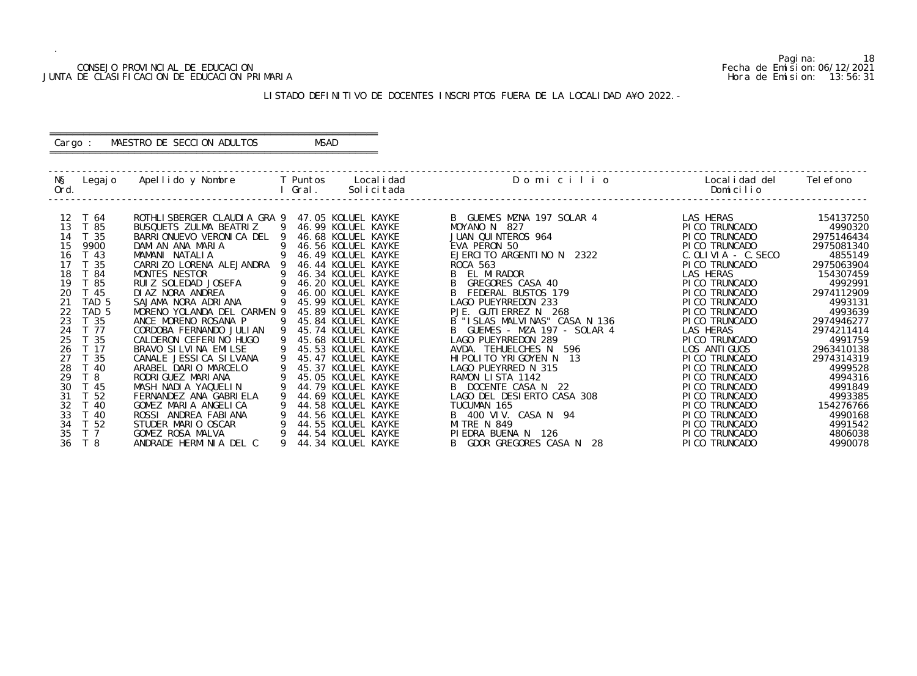CONSEJO PROVINCIAL DE EDUCACION
JUNTA DE CLASIFICACION DE EDUCACION PRIMARIA

Pagina: 18
Fecha de Emision: 06/12/2021
Hora de Emision: 13:56:31

LISTADO DEFINITIVO DE DOCENTES INSCRIPTOS FUERA DE LA LOCALIDAD A¥O 2022.-

Cargo : MAESTRO DE SECCION ADULTOS MSAD

| N§ Ord. | Legajo | Apellido y Nombre | T I | Puntos Gral. | Localidad Solicitada | D o m i c i l i o | Localidad del Domicilio | Telefono |
|---|---|---|---|---|---|---|---|---|
| 12 | T 64 | ROTHLISBERGER CLAUDIA GRA | 9 | 47.05 | KOLUEL KAYKE | B GUEMES MZNA 197 SOLAR 4 | LAS HERAS | 154137250 |
| 13 | T 85 | BUSQUETS ZULMA BEATRIZ | 9 | 46.99 | KOLUEL KAYKE | MOYANO N 827 | PICO TRUNCADO | 4990320 |
| 14 | T 35 | BARRIONUEVO VERONICA DEL | 9 | 46.68 | KOLUEL KAYKE | JUAN QUINTEROS 964 | PICO TRUNCADO | 2975146434 |
| 15 | 9900 | DAMIAN ANA MARIA | 9 | 46.56 | KOLUEL KAYKE | EVA PERON 50 | PICO TRUNCADO | 2975081340 |
| 16 | T 43 | MAMANI NATALIA | 9 | 46.49 | KOLUEL KAYKE | EJERCITO ARGENTINO N 2322 | C.OLIVIA - C.SECO | 4855149 |
| 17 | T 35 | CARRIZO LORENA ALEJANDRA | 9 | 46.44 | KOLUEL KAYKE | ROCA 563 | PICO TRUNCADO | 2975063904 |
| 18 | T 84 | MONTES NESTOR | 9 | 46.34 | KOLUEL KAYKE | B EL MIRADOR | LAS HERAS | 154307459 |
| 19 | T 85 | RUIZ SOLEDAD JOSEFA | 9 | 46.20 | KOLUEL KAYKE | B GREGORES CASA 40 | PICO TRUNCADO | 4992991 |
| 20 | T 45 | DIAZ NORA ANDREA | 9 | 46.00 | KOLUEL KAYKE | B FEDERAL BUSTOS 179 | PICO TRUNCADO | 2974112909 |
| 21 | TAD 5 | SAJAMA NORA ADRIANA | 9 | 45.99 | KOLUEL KAYKE | LAGO PUEYRREDON 233 | PICO TRUNCADO | 4993131 |
| 22 | TAD 5 | MORENO YOLANDA DEL CARMEN | 9 | 45.89 | KOLUEL KAYKE | PJE. GUTIERREZ N 268 | PICO TRUNCADO | 4993639 |
| 23 | T 35 | ANCE MORENO ROSANA P | 9 | 45.84 | KOLUEL KAYKE | B "ISLAS MALVINAS" CASA N 136 | PICO TRUNCADO | 2974946277 |
| 24 | T 77 | CORDOBA FERNANDO JULIAN | 9 | 45.74 | KOLUEL KAYKE | B GUEMES - MZA 197 - SOLAR 4 | LAS HERAS | 2974211414 |
| 25 | T 35 | CALDERON CEFERINO HUGO | 9 | 45.68 | KOLUEL KAYKE | LAGO PUEYRREDON 289 | PICO TRUNCADO | 4991759 |
| 26 | T 17 | BRAVO SILVINA EMILSE | 9 | 45.53 | KOLUEL KAYKE | AVDA. TEHUELCHES N 596 | LOS ANTIGUOS | 2963410138 |
| 27 | T 35 | CANALE JESSICA SILVANA | 9 | 45.47 | KOLUEL KAYKE | HIPOLITO YRIGOYEN N 13 | PICO TRUNCADO | 2974314319 |
| 28 | T 40 | ARABEL DARIO MARCELO | 9 | 45.37 | KOLUEL KAYKE | LAGO PUEYRRED N 315 | PICO TRUNCADO | 4999528 |
| 29 | T 8 | RODRIGUEZ MARIANA | 9 | 45.05 | KOLUEL KAYKE | RAMON LISTA 1142 | PICO TRUNCADO | 4994316 |
| 30 | T 45 | MASH NADIA YAQUELIN | 9 | 44.79 | KOLUEL KAYKE | B DOCENTE CASA N 22 | PICO TRUNCADO | 4991849 |
| 31 | T 52 | FERNANDEZ ANA GABRIELA | 9 | 44.69 | KOLUEL KAYKE | LAGO DEL DESIERTO CASA 308 | PICO TRUNCADO | 4993385 |
| 32 | T 40 | GOMEZ MARIA ANGELICA | 9 | 44.58 | KOLUEL KAYKE | TUCUMAN 165 | PICO TRUNCADO | 154276766 |
| 33 | T 40 | ROSSI ANDREA FABIANA | 9 | 44.56 | KOLUEL KAYKE | B 400 VIV. CASA N 94 | PICO TRUNCADO | 4990168 |
| 34 | T 52 | STUDER MARIO OSCAR | 9 | 44.55 | KOLUEL KAYKE | MITRE N 849 | PICO TRUNCADO | 4991542 |
| 35 | T 7 | GOMEZ ROSA MALVA | 9 | 44.54 | KOLUEL KAYKE | PIEDRA BUENA N 126 | PICO TRUNCADO | 4806038 |
| 36 | T 8 | ANDRADE HERMINIA DEL C | 9 | 44.34 | KOLUEL KAYKE | B GDOR GREGORES CASA N 28 | PICO TRUNCADO | 4990078 |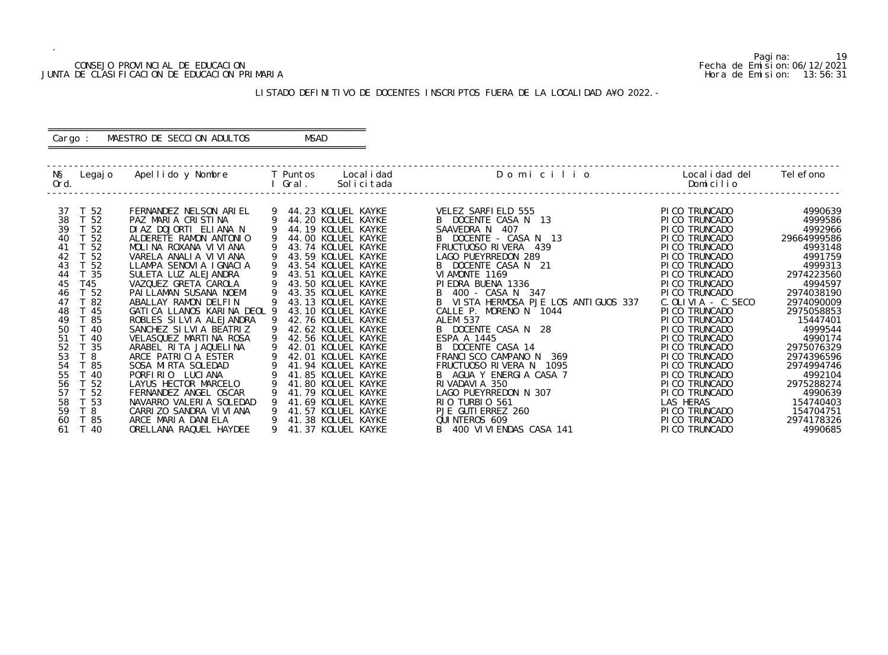CONSEJO PROVINCIAL DE EDUCACION
JUNTA DE CLASIFICACION DE EDUCACION PRIMARIA

Fecha de Emision: 06/12/2021
Hora de Emision: 13:56:31

## LISTADO DEFINITIVO DE DOCENTES INSCRIPTOS FUERA DE LA LOCALIDAD A¥O 2022.-

Cargo : MAESTRO DE SECCION ADULTOS MSAD

| N§ Ord. | Legajo | Apellido y Nombre | T | Puntos I Gral. | Localidad Solicitada | D o m i c i l i o | Localidad del Domicilio | Telefono |
|---|---|---|---|---|---|---|---|---|
| 37 | T 52 | FERNANDEZ NELSON ARIEL | 9 | 44.23 | KOLUEL KAYKE | VELEZ SARFIELD 555 | PICO TRUNCADO | 4990639 |
| 38 | T 52 | PAZ MARIA CRISTINA | 9 | 44.20 | KOLUEL KAYKE | B DOCENTE CASA N 13 | PICO TRUNCADO | 4999586 |
| 39 | T 52 | DIAZ DOJORTI ELIANA N | 9 | 44.19 | KOLUEL KAYKE | SAAVEDRA N 407 | PICO TRUNCADO | 4992966 |
| 40 | T 52 | ALDERETE RAMON ANTONIO | 9 | 44.00 | KOLUEL KAYKE | B DOCENTE - CASA N 13 | PICO TRUNCADO | 29664999586 |
| 41 | T 52 | MOLINA ROXANA VIVIANA | 9 | 43.74 | KOLUEL KAYKE | FRUCTUOSO RIVERA 439 | PICO TRUNCADO | 4993148 |
| 42 | T 52 | VARELA ANALIA VIVIANA | 9 | 43.59 | KOLUEL KAYKE | LAGO PUEYRREDON 289 | PICO TRUNCADO | 4991759 |
| 43 | T 52 | LLAMPA SENOVIA IGNACIA | 9 | 43.54 | KOLUEL KAYKE | B DOCENTE CASA N 21 | PICO TRUNCADO | 4999313 |
| 44 | T 35 | SULETA LUZ ALEJANDRA | 9 | 43.51 | KOLUEL KAYKE | VIAMONTE 1169 | PICO TRUNCADO | 2974223560 |
| 45 | T45 | VAZQUEZ GRETA CAROLA | 9 | 43.50 | KOLUEL KAYKE | PIEDRA BUENA 1336 | PICO TRUNCADO | 4994597 |
| 46 | T 52 | PAILLAMAN SUSANA NOEMI | 9 | 43.35 | KOLUEL KAYKE | B 400 - CASA N 347 | PICO TRUNCADO | 2974038190 |
| 47 | T 82 | ABALLAY RAMON DELFIN | 9 | 43.13 | KOLUEL KAYKE | B VISTA HERMOSA PJE LOS ANTIGUOS 337 | C.OLIVIA - C.SECO | 2974090009 |
| 48 | T 45 | GATICA LLANOS KARINA DEOL | 9 | 43.10 | KOLUEL KAYKE | CALLE P. MORENO N 1044 | PICO TRUNCADO | 2975058853 |
| 49 | T 85 | ROBLES SILVIA ALEJANDRA | 9 | 42.76 | KOLUEL KAYKE | ALEM 537 | PICO TRUNCADO | 15447401 |
| 50 | T 40 | SANCHEZ SILVIA BEATRIZ | 9 | 42.62 | KOLUEL KAYKE | B DOCENTE CASA N 28 | PICO TRUNCADO | 4999544 |
| 51 | T 40 | VELASQUEZ MARTINA ROSA | 9 | 42.56 | KOLUEL KAYKE | ESPA A 1445 | PICO TRUNCADO | 4990174 |
| 52 | T 35 | ARABEL RITA JAQUELINA | 9 | 42.01 | KOLUEL KAYKE | B DOCENTE CASA 14 | PICO TRUNCADO | 2975076329 |
| 53 | T 8 | ARCE PATRICIA ESTER | 9 | 42.01 | KOLUEL KAYKE | FRANCISCO CAMPANO N 369 | PICO TRUNCADO | 2974396596 |
| 54 | T 85 | SOSA MIRTA SOLEDAD | 9 | 41.94 | KOLUEL KAYKE | FRUCTUOSO RIVERA N 1095 | PICO TRUNCADO | 2974994746 |
| 55 | T 40 | PORFIRIO LUCIANA | 9 | 41.85 | KOLUEL KAYKE | B AGUA Y ENERGIA CASA 7 | PICO TRUNCADO | 4992104 |
| 56 | T 52 | LAYUS HECTOR MARCELO | 9 | 41.80 | KOLUEL KAYKE | RIVADAVIA 350 | PICO TRUNCADO | 2975288274 |
| 57 | T 52 | FERNANDEZ ANGEL OSCAR | 9 | 41.79 | KOLUEL KAYKE | LAGO PUEYRREDON N 307 | PICO TRUNCADO | 4990639 |
| 58 | T 53 | NAVARRO VALERIA SOLEDAD | 9 | 41.69 | KOLUEL KAYKE | RIO TURBIO 561 | LAS HERAS | 154740403 |
| 59 | T 8 | CARRIZO SANDRA VIVIANA | 9 | 41.57 | KOLUEL KAYKE | PJE GUTIERREZ 260 | PICO TRUNCADO | 154704751 |
| 60 | T 85 | ARCE MARIA DANIELA | 9 | 41.38 | KOLUEL KAYKE | QUINTEROS 609 | PICO TRUNCADO | 2974178326 |
| 61 | T 40 | ORELLANA RAQUEL HAYDEE | 9 | 41.37 | KOLUEL KAYKE | B 400 VIVIENDAS CASA 141 | PICO TRUNCADO | 4990685 |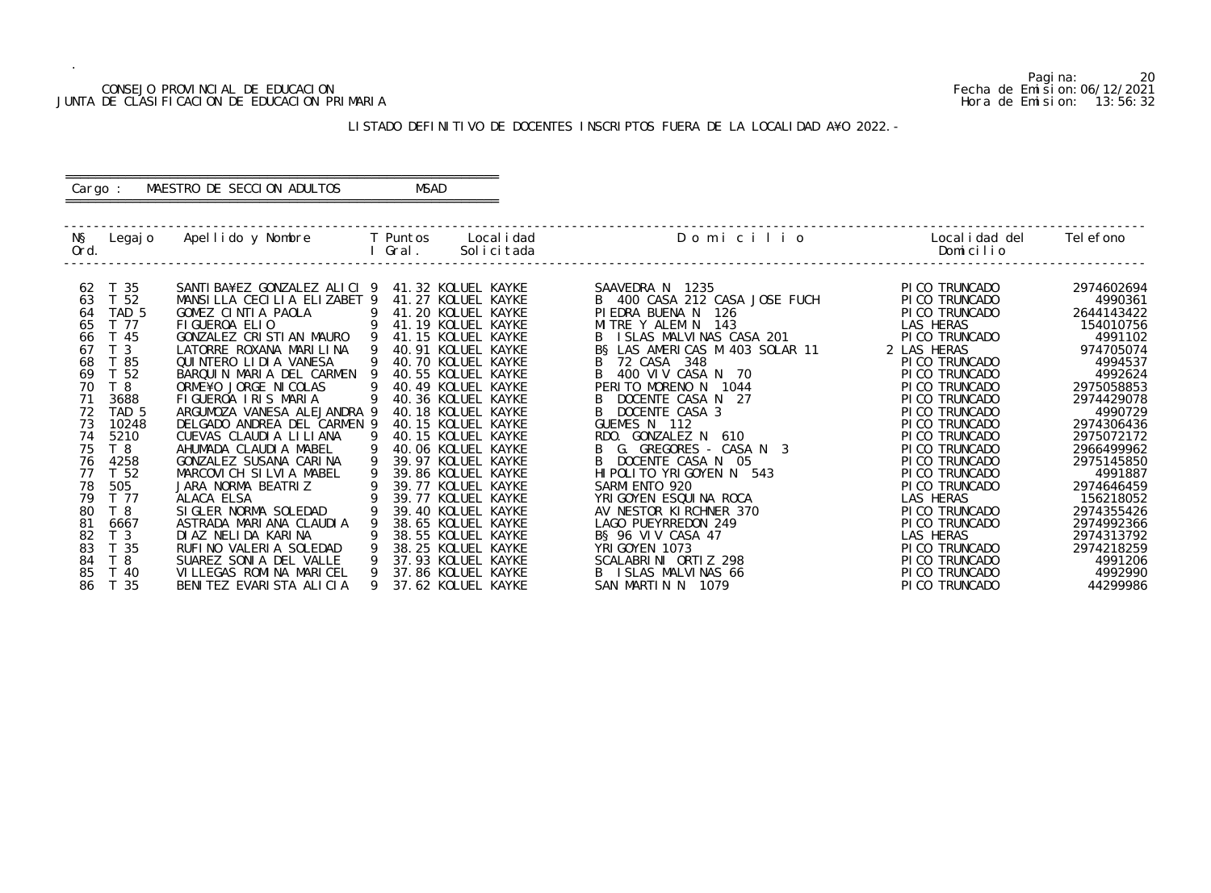CONSEJO PROVINCIAL DE EDUCACION
JUNTA DE CLASIFICACION DE EDUCACION PRIMARIA

Fecha de Emision: 06/12/2021
Hora de Emision: 13:56:32

LISTADO DEFINITIVO DE DOCENTES INSCRIPTOS FUERA DE LA LOCALIDAD A¥O 2022.-

Cargo : MAESTRO DE SECCION ADULTOS    MSAD

| Nº Ord. | Legajo | Apellido y Nombre | T I | Puntos Gral. | Localidad Solicitada | D o m i c i l i o | Localidad del Domicilio | Telefono |
|---|---|---|---|---|---|---|---|---|
| 62 | T 35 | SANTIBA¥EZ GONZALEZ ALICI | 9 | 41.32 | KOLUEL KAYKE | SAAVEDRA N 1235 | PICO TRUNCADO | 2974602694 |
| 63 | T 52 | MANSILLA CECILIA ELIZABET | 9 | 41.27 | KOLUEL KAYKE | B 400 CASA 212 CASA JOSE FUCH | PICO TRUNCADO | 4990361 |
| 64 | TAD 5 | GOMEZ CINTIA PAOLA | 9 | 41.20 | KOLUEL KAYKE | PIEDRA BUENA N 126 | PICO TRUNCADO | 2644143422 |
| 65 | T 77 | FIGUEROA ELIO | 9 | 41.19 | KOLUEL KAYKE | MITRE Y ALEM N 143 | LAS HERAS | 154010756 |
| 66 | T 45 | GONZALEZ CRISTIAN MAURO | 9 | 41.15 | KOLUEL KAYKE | B ISLAS MALVINAS CASA 201 | PICO TRUNCADO | 4991102 |
| 67 | T 3 | LATORRE ROXANA MARILINA | 9 | 40.91 | KOLUEL KAYKE | B§ LAS AMERICAS M 403 SOLAR 11 2 | LAS HERAS | 974705074 |
| 68 | T 85 | QUINTERO LIDIA VANESA | 9 | 40.70 | KOLUEL KAYKE | B 72 CASA 348 | PICO TRUNCADO | 4994537 |
| 69 | T 52 | BARQUIN MARIA DEL CARMEN | 9 | 40.55 | KOLUEL KAYKE | B 400 VIV CASA N 70 | PICO TRUNCADO | 4992624 |
| 70 | T 8 | ORME¥O JORGE NICOLAS | 9 | 40.49 | KOLUEL KAYKE | PERITO MORENO N 1044 | PICO TRUNCADO | 2975058853 |
| 71 | 3688 | FIGUEROA IRIS MARIA | 9 | 40.36 | KOLUEL KAYKE | B DOCENTE CASA N 27 | PICO TRUNCADO | 2974429078 |
| 72 | TAD 5 | ARGUMOZA VANESA ALEJANDRA | 9 | 40.18 | KOLUEL KAYKE | B DOCENTE CASA 3 | PICO TRUNCADO | 4990729 |
| 73 | 10248 | DELGADO ANDREA DEL CARMEN | 9 | 40.15 | KOLUEL KAYKE | GUEMES N 112 | PICO TRUNCADO | 2974306436 |
| 74 | 5210 | CUEVAS CLAUDIA LILIANA | 9 | 40.15 | KOLUEL KAYKE | RDO. GONZALEZ N 610 | PICO TRUNCADO | 2975072172 |
| 75 | T 8 | AHUMADA CLAUDIA MABEL | 9 | 40.06 | KOLUEL KAYKE | B G. GREGORES - CASA N 3 | PICO TRUNCADO | 2966499962 |
| 76 | 4258 | GONZALEZ SUSANA CARINA | 9 | 39.97 | KOLUEL KAYKE | B DOCENTE CASA N 05 | PICO TRUNCADO | 2975145850 |
| 77 | T 52 | MARCOVICH SILVIA MABEL | 9 | 39.86 | KOLUEL KAYKE | HIPOLITO YRIGOYEN N 543 | PICO TRUNCADO | 4991887 |
| 78 | 505 | JARA NORMA BEATRIZ | 9 | 39.77 | KOLUEL KAYKE | SARMIENTO 920 | PICO TRUNCADO | 2974646459 |
| 79 | T 77 | ALACA ELSA | 9 | 39.77 | KOLUEL KAYKE | YRIGOYEN ESQUINA ROCA | LAS HERAS | 156218052 |
| 80 | T 8 | SIGLER NORMA SOLEDAD | 9 | 39.40 | KOLUEL KAYKE | AV NESTOR KIRCHNER 370 | PICO TRUNCADO | 2974355426 |
| 81 | 6667 | ASTRADA MARIANA CLAUDIA | 9 | 38.65 | KOLUEL KAYKE | LAGO PUEYRREDON 249 | PICO TRUNCADO | 2974992366 |
| 82 | T 3 | DIAZ NELIDA KARINA | 9 | 38.55 | KOLUEL KAYKE | B§ 96 VIV CASA 47 | LAS HERAS | 2974313792 |
| 83 | T 35 | RUFINO VALERIA SOLEDAD | 9 | 38.25 | KOLUEL KAYKE | YRIGOYEN 1073 | PICO TRUNCADO | 2974218259 |
| 84 | T 8 | SUAREZ SONIA DEL VALLE | 9 | 37.93 | KOLUEL KAYKE | SCALABRINI ORTIZ 298 | PICO TRUNCADO | 4991206 |
| 85 | T 40 | VILLEGAS ROMINA MARICEL | 9 | 37.86 | KOLUEL KAYKE | B ISLAS MALVINAS 66 | PICO TRUNCADO | 4992990 |
| 86 | T 35 | BENITEZ EVARISTA ALICIA | 9 | 37.62 | KOLUEL KAYKE | SAN MARTIN N 1079 | PICO TRUNCADO | 44299986 |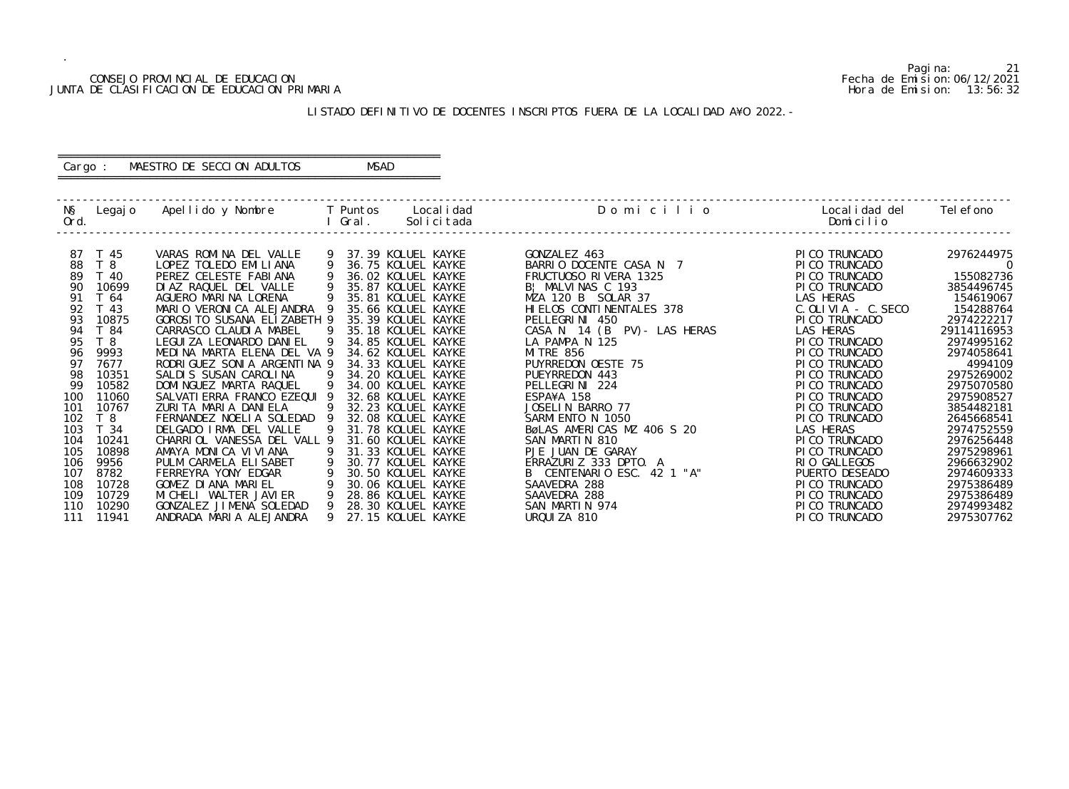CONSEJO PROVINCIAL DE EDUCACION
JUNTA DE CLASIFICACION DE EDUCACION PRIMARIA

Pagina: 21
Fecha de Emision: 06/12/2021
Hora de Emision: 13:56:32

LISTADO DEFINITIVO DE DOCENTES INSCRIPTOS FUERA DE LA LOCALIDAD A¥O 2022.-

Cargo : MAESTRO DE SECCION ADULTOS MSAD

| Nº Ord. | Legajo | Apellido y Nombre | T I | Puntos Gral. | Localidad Solicitada | Domicilio | Localidad del Domicilio | Telefono |
|---|---|---|---|---|---|---|---|---|
| 87 | T 45 | VARAS ROMINA DEL VALLE | 9 | 37.39 | KOLUEL KAYKE | GONZALEZ 463 | PICO TRUNCADO | 2976244975 |
| 88 | T 8 | LOPEZ TOLEDO EMILIANA | 9 | 36.75 | KOLUEL KAYKE | BARRIO DOCENTE CASA N 7 | PICO TRUNCADO | 0 |
| 89 | T 40 | PEREZ CELESTE FABIANA | 9 | 36.02 | KOLUEL KAYKE | FRUCTUOSO RIVERA 1325 | PICO TRUNCADO | 155082736 |
| 90 | 10699 | DIAZ RAQUEL DEL VALLE | 9 | 35.87 | KOLUEL KAYKE | B¦ MALVINAS C 193 | PICO TRUNCADO | 3854496745 |
| 91 | T 64 | AGUERO MARINA LORENA | 9 | 35.81 | KOLUEL KAYKE | MZA 120 B SOLAR 37 | LAS HERAS | 154619067 |
| 92 | T 43 | MARIO VERONICA ALEJANDRA | 9 | 35.66 | KOLUEL KAYKE | HIELOS CONTINENTALES 378 | C.OLIVIA - C.SECO | 154288764 |
| 93 | 10875 | GOROSITO SUSANA ELIZABETH | 9 | 35.39 | KOLUEL KAYKE | PELLEGRINI 450 | PICO TRUNCADO | 2974222217 |
| 94 | T 84 | CARRASCO CLAUDIA MABEL | 9 | 35.18 | KOLUEL KAYKE | CASA N 14 (B PV)- LAS HERAS | LAS HERAS | 29114116953 |
| 95 | T 8 | LEGUIZA LEONARDO DANIEL | 9 | 34.85 | KOLUEL KAYKE | LA PAMPA N 125 | PICO TRUNCADO | 2974995162 |
| 96 | 9993 | MEDINA MARTA ELENA DEL VA | 9 | 34.62 | KOLUEL KAYKE | MITRE 856 | PICO TRUNCADO | 2974058641 |
| 97 | 7677 | RODRIGUEZ SONIA ARGENTINA | 9 | 34.33 | KOLUEL KAYKE | PUYRREDON OESTE 75 | PICO TRUNCADO | 4994109 |
| 98 | 10351 | SALDIS SUSAN CAROLINA | 9 | 34.20 | KOLUEL KAYKE | PUEYRREDON 443 | PICO TRUNCADO | 2975269002 |
| 99 | 10582 | DOMINGUEZ MARTA RAQUEL | 9 | 34.00 | KOLUEL KAYKE | PELLEGRINI 224 | PICO TRUNCADO | 2975070580 |
| 100 | 11060 | SALVATIERRA FRANCO EZEQUI | 9 | 32.68 | KOLUEL KAYKE | ESPA¥A 158 | PICO TRUNCADO | 2975908527 |
| 101 | 10767 | ZURITA MARIA DANIELA | 9 | 32.23 | KOLUEL KAYKE | JOSELIN BARRO 77 | PICO TRUNCADO | 3854482181 |
| 102 | T 8 | FERNANDEZ NOELIA SOLEDAD | 9 | 32.08 | KOLUEL KAYKE | SARMIENTO N 1050 | PICO TRUNCADO | 2645668541 |
| 103 | T 34 | DELGADO IRMA DEL VALLE | 9 | 31.78 | KOLUEL KAYKE | BøLAS AMERICAS MZ 406 S 20 | LAS HERAS | 2974752559 |
| 104 | 10241 | CHARRIOL VANESSA DEL VALL | 9 | 31.60 | KOLUEL KAYKE | SAN MARTIN 810 | PICO TRUNCADO | 2976256448 |
| 105 | 10898 | AMAYA MONICA VIVIANA | 9 | 31.33 | KOLUEL KAYKE | PJE JUAN DE GARAY | PICO TRUNCADO | 2975298961 |
| 106 | 9956 | PULM CARMELA ELISABET | 9 | 30.77 | KOLUEL KAYKE | ERRAZURIZ 333 DPTO. A | RIO GALLEGOS | 2966632902 |
| 107 | 8782 | FERREYRA YONY EDGAR | 9 | 30.50 | KOLUEL KAYKE | B CENTENARIO ESC. 42 1 "A" | PUERTO DESEADO | 2974609333 |
| 108 | 10728 | GOMEZ DIANA MARIEL | 9 | 30.06 | KOLUEL KAYKE | SAAVEDRA 288 | PICO TRUNCADO | 2975386489 |
| 109 | 10729 | MICHELI WALTER JAVIER | 9 | 28.86 | KOLUEL KAYKE | SAAVEDRA 288 | PICO TRUNCADO | 2975386489 |
| 110 | 10290 | GONZALEZ JIMENA SOLEDAD | 9 | 28.30 | KOLUEL KAYKE | SAN MARTIN 974 | PICO TRUNCADO | 2974993482 |
| 111 | 11941 | ANDRADA MARIA ALEJANDRA | 9 | 27.15 | KOLUEL KAYKE | URQUIZA 810 | PICO TRUNCADO | 2975307762 |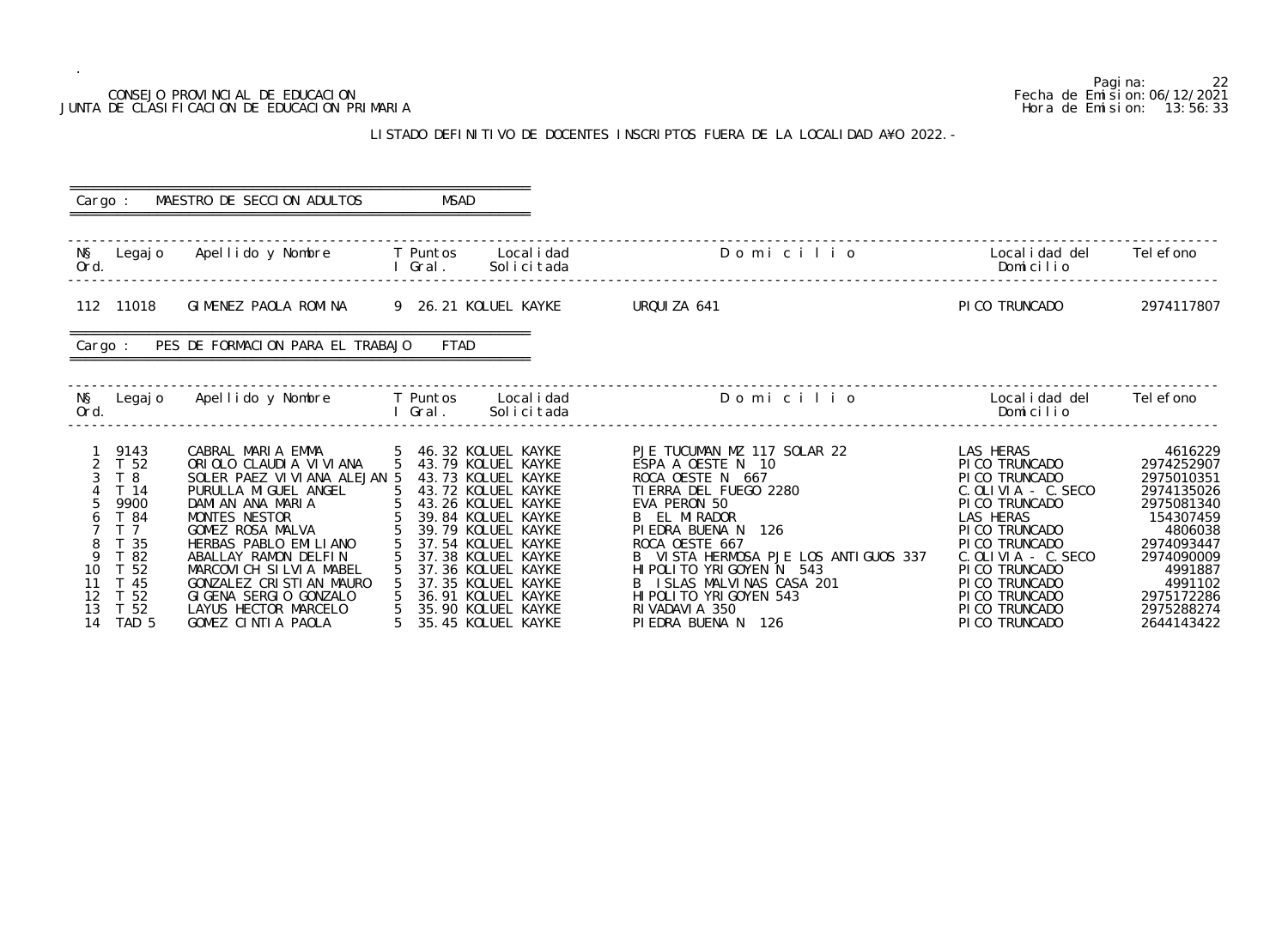CONSEJO PROVINCIAL DE EDUCACION
JUNTA DE CLASIFICACION DE EDUCACION PRIMARIA

Pagina: 22
Fecha de Emision: 06/12/2021
Hora de Emision: 13:56:33

LISTADO DEFINITIVO DE DOCENTES INSCRIPTOS FUERA DE LA LOCALIDAD A¥O 2022.-

Cargo : MAESTRO DE SECCION ADULTOS MSAD

| N§ Ord. | Legajo | Apellido y Nombre | T I | Puntos Gral. | Localidad Solicitada | Domicilio | Localidad del Domicilio | Telefono |
|---|---|---|---|---|---|---|---|---|
| 112 | 11018 | GIMENEZ PAOLA ROMINA | 9 | 26.21 | KOLUEL KAYKE | URQUIZA 641 | PICO TRUNCADO | 2974117807 |

Cargo : PES DE FORMACION PARA EL TRABAJO FTAD

| N§ Ord. | Legajo | Apellido y Nombre | T I | Puntos Gral. | Localidad Solicitada | Domicilio | Localidad del Domicilio | Telefono |
|---|---|---|---|---|---|---|---|---|
| 1 | 9143 | CABRAL MARIA EMMA | 5 | 46.32 | KOLUEL KAYKE | PJE TUCUMAN MZ 117 SOLAR 22 | LAS HERAS | 4616229 |
| 2 | T 52 | ORIOLO CLAUDIA VIVIANA | 5 | 43.79 | KOLUEL KAYKE | ESPA A OESTE N 10 | PICO TRUNCADO | 2974252907 |
| 3 | T 8 | SOLER PAEZ VIVIANA ALEJAN | 5 | 43.73 | KOLUEL KAYKE | ROCA OESTE N 667 | PICO TRUNCADO | 2975010351 |
| 4 | T 14 | PURULLA MIGUEL ANGEL | 5 | 43.72 | KOLUEL KAYKE | TIERRA DEL FUEGO 2280 | C.OLIVIA - C.SECO | 2974135026 |
| 5 | 9900 | DAMIAN ANA MARIA | 5 | 43.26 | KOLUEL KAYKE | EVA PERON 50 | PICO TRUNCADO | 2975081340 |
| 6 | T 84 | MONTES NESTOR | 5 | 39.84 | KOLUEL KAYKE | B EL MIRADOR | LAS HERAS | 154307459 |
| 7 | T 7 | GOMEZ ROSA MALVA | 5 | 39.79 | KOLUEL KAYKE | PIEDRA BUENA N 126 | PICO TRUNCADO | 4806038 |
| 8 | T 35 | HERBAS PABLO EMILIANO | 5 | 37.54 | KOLUEL KAYKE | ROCA OESTE 667 | PICO TRUNCADO | 2974093447 |
| 9 | T 82 | ABALLAY RAMON DELFIN | 5 | 37.38 | KOLUEL KAYKE | B VISTA HERMOSA PJE LOS ANTIGUOS 337 | C.OLIVIA - C.SECO | 2974090009 |
| 10 | T 52 | MARCOVICH SILVIA MABEL | 5 | 37.36 | KOLUEL KAYKE | HIPOLITO YRIGOYEN N 543 | PICO TRUNCADO | 4991887 |
| 11 | T 45 | GONZALEZ CRISTIAN MAURO | 5 | 37.35 | KOLUEL KAYKE | B ISLAS MALVINAS CASA 201 | PICO TRUNCADO | 4991102 |
| 12 | T 52 | GIGENA SERGIO GONZALO | 5 | 36.91 | KOLUEL KAYKE | HIPOLITO YRIGOYEN 543 | PICO TRUNCADO | 2975172286 |
| 13 | T 52 | LAYUS HECTOR MARCELO | 5 | 35.90 | KOLUEL KAYKE | RIVADAVIA 350 | PICO TRUNCADO | 2975288274 |
| 14 | TAD 5 | GOMEZ CINTIA PAOLA | 5 | 35.45 | KOLUEL KAYKE | PIEDRA BUENA N 126 | PICO TRUNCADO | 2644143422 |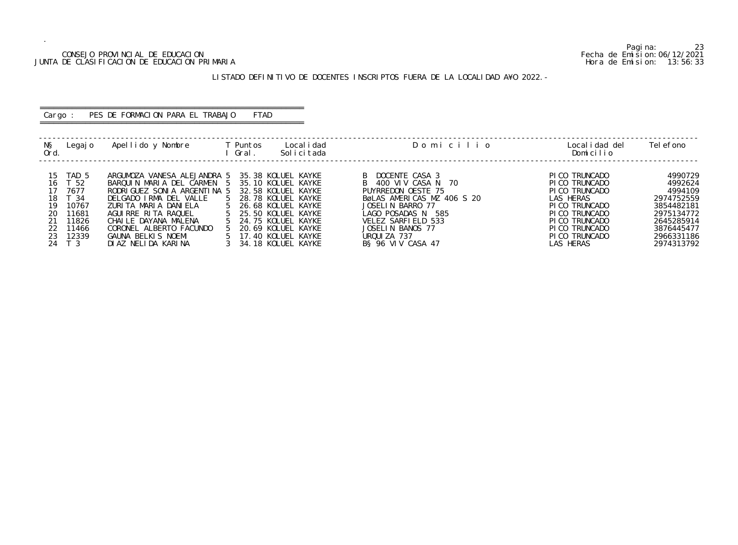CONSEJO PROVINCIAL DE EDUCACION
JUNTA DE CLASIFICACION DE EDUCACION PRIMARIA

Fecha de Emision:06/12/2021
Hora de Emision: 13:56:33

LISTADO DEFINITIVO DE DOCENTES INSCRIPTOS FUERA DE LA LOCALIDAD A¥O 2022.-

Cargo : PES DE FORMACION PARA EL TRABAJO FTAD

| N§ Ord. | Legajo | Apellido y Nombre | T I | Puntos Gral. | Localidad Solicitada | Domicilio | Localidad del Domicilio | Telefono |
|---|---|---|---|---|---|---|---|---|
| 15 | TAD 5 | ARGUMOZA VANESA ALEJANDRA | 5 | 35.38 | KOLUEL KAYKE | B DOCENTE CASA 3 | PICO TRUNCADO | 4990729 |
| 16 | T 52 | BARQUIN MARIA DEL CARMEN | 5 | 35.10 | KOLUEL KAYKE | B 400 VIV CASA N 70 | PICO TRUNCADO | 4992624 |
| 17 | 7677 | RODRIGUEZ SONIA ARGENTINA | 5 | 32.58 | KOLUEL KAYKE | PUYRREDON OESTE 75 | PICO TRUNCADO | 4994109 |
| 18 | T 34 | DELGADO IRMA DEL VALLE | 5 | 28.78 | KOLUEL KAYKE | BøLAS AMERICAS MZ 406 S 20 | LAS HERAS | 2974752559 |
| 19 | 10767 | ZURITA MARIA DANIELA | 5 | 26.68 | KOLUEL KAYKE | JOSELIN BARRO 77 | PICO TRUNCADO | 3854482181 |
| 20 | 11681 | AGUIRRE RITA RAQUEL | 5 | 25.50 | KOLUEL KAYKE | LAGO POSADAS N 585 | PICO TRUNCADO | 2975134772 |
| 21 | 11826 | CHAILE DAYANA MALENA | 5 | 24.75 | KOLUEL KAYKE | VELEZ SARFIELD 533 | PICO TRUNCADO | 2645285914 |
| 22 | 11466 | CORONEL ALBERTO FACUNDO | 5 | 20.69 | KOLUEL KAYKE | JOSELIN BANOS 77 | PICO TRUNCADO | 3876445477 |
| 23 | 12339 | GAUNA BELKIS NOEMI | 5 | 17.40 | KOLUEL KAYKE | URQUIZA 737 | PICO TRUNCADO | 2966331186 |
| 24 | T 3 | DIAZ NELIDA KARINA | 3 | 34.18 | KOLUEL KAYKE | B§ 96 VIV CASA 47 | LAS HERAS | 2974313792 |